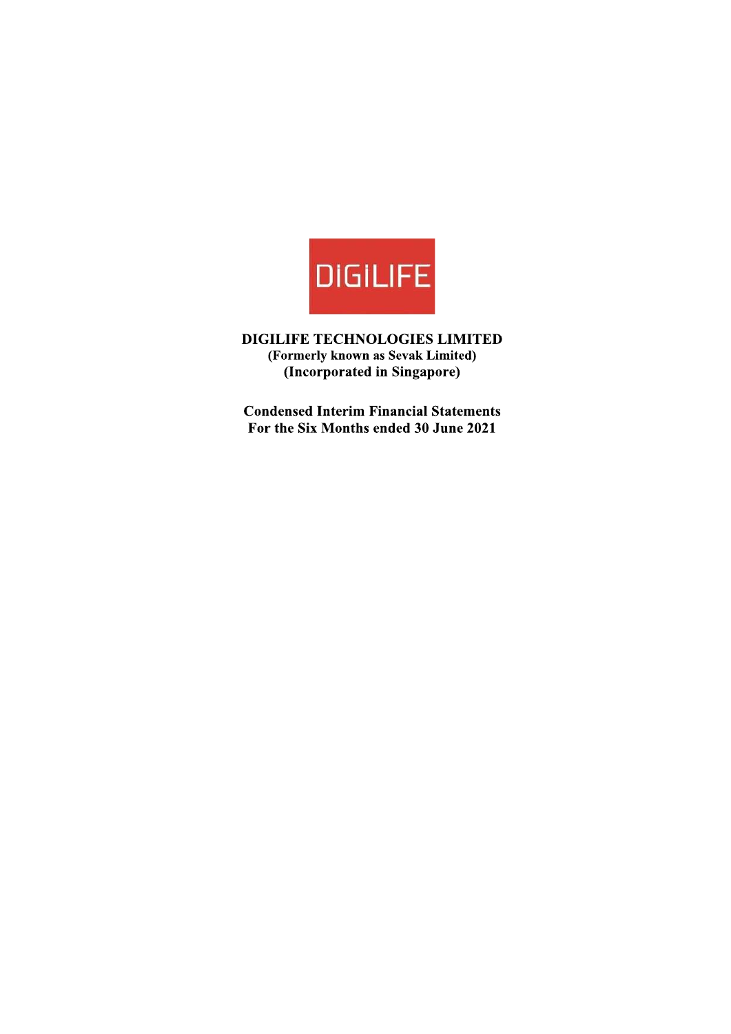DIGILIFE

# DIGILIFE TECHNOLOGIES LIMITED

**(Formerly known as Sevak Limited)**

**(Incorporated in Singapore)**

## Condensed Interim Financial Statements
## For the Six Months ended 30 June 2021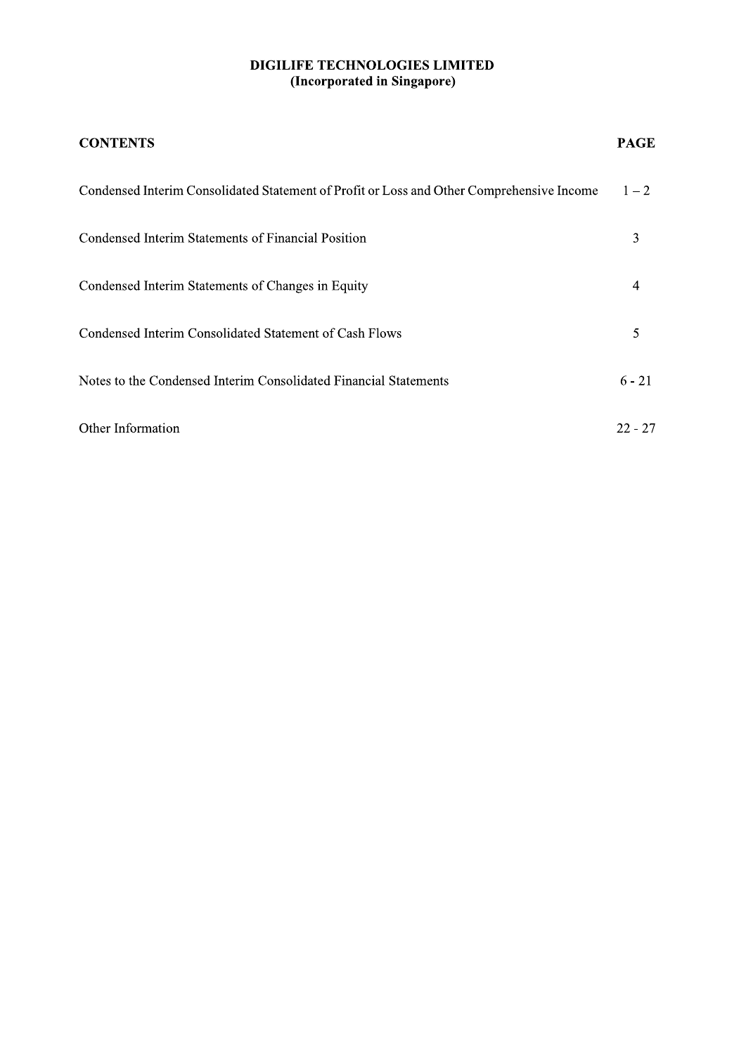**DIGILIFE TECHNOLOGIES LIMITED**
**(Incorporated in Singapore)**

| CONTENTS | PAGE |
|---|---|
| Condensed Interim Consolidated Statement of Profit or Loss and Other Comprehensive Income | 1 – 2 |
| Condensed Interim Statements of Financial Position | 3 |
| Condensed Interim Statements of Changes in Equity | 4 |
| Condensed Interim Consolidated Statement of Cash Flows | 5 |
| Notes to the Condensed Interim Consolidated Financial Statements | 6 - 21 |
| Other Information | 22 - 27 |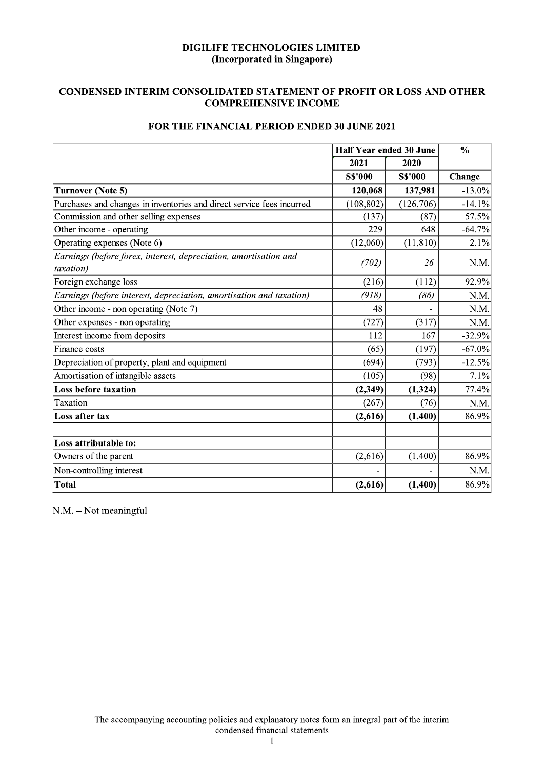**DIGILIFE TECHNOLOGIES LIMITED**
**(Incorporated in Singapore)**

## CONDENSED INTERIM CONSOLIDATED STATEMENT OF PROFIT OR LOSS AND OTHER COMPREHENSIVE INCOME

### FOR THE FINANCIAL PERIOD ENDED 30 JUNE 2021

| | Half Year ended 30 June | | % |
|---|---|---|---|
| | 2021 | 2020 | |
| | S$'000 | S$'000 | Change |
| **Turnover (Note 5)** | **120,068** | **137,981** | -13.0% |
| Purchases and changes in inventories and direct service fees incurred | (108,802) | (126,706) | -14.1% |
| Commission and other selling expenses | (137) | (87) | 57.5% |
| Other income - operating | 229 | 648 | -64.7% |
| Operating expenses (Note 6) | (12,060) | (11,810) | 2.1% |
| *Earnings (before forex, interest, depreciation, amortisation and taxation)* | *(702)* | *26* | N.M. |
| Foreign exchange loss | (216) | (112) | 92.9% |
| *Earnings (before interest, depreciation, amortisation and taxation)* | *(918)* | *(86)* | N.M. |
| Other income - non operating (Note 7) | 48 | - | N.M. |
| Other expenses - non operating | (727) | (317) | N.M. |
| Interest income from deposits | 112 | 167 | -32.9% |
| Finance costs | (65) | (197) | -67.0% |
| Depreciation of property, plant and equipment | (694) | (793) | -12.5% |
| Amortisation of intangible assets | (105) | (98) | 7.1% |
| **Loss before taxation** | **(2,349)** | **(1,324)** | 77.4% |
| Taxation | (267) | (76) | N.M. |
| **Loss after tax** | **(2,616)** | **(1,400)** | 86.9% |
| | | | |
| **Loss attributable to:** | | | |
| Owners of the parent | (2,616) | (1,400) | 86.9% |
| Non-controlling interest | - | - | N.M. |
| **Total** | **(2,616)** | **(1,400)** | 86.9% |

N.M. – Not meaningful

The accompanying accounting policies and explanatory notes form an integral part of the interim condensed financial statements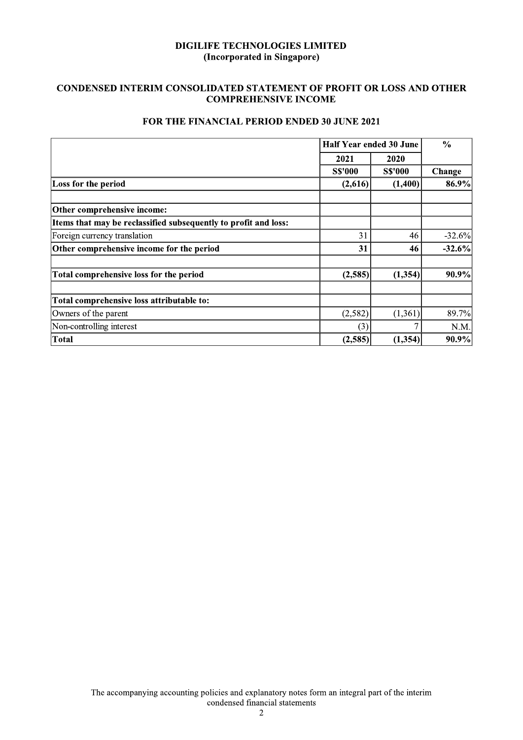**DIGILIFE TECHNOLOGIES LIMITED**
**(Incorporated in Singapore)**

## CONDENSED INTERIM CONSOLIDATED STATEMENT OF PROFIT OR LOSS AND OTHER COMPREHENSIVE INCOME

### FOR THE FINANCIAL PERIOD ENDED 30 JUNE 2021

| | Half Year ended 30 June | | % |
|---|---|---|---|
| | 2021 | 2020 | |
| | S$'000 | S$'000 | Change |
| **Loss for the period** | **(2,616)** | **(1,400)** | **86.9%** |
| | | | |
| **Other comprehensive income:** | | | |
| **Items that may be reclassified subsequently to profit and loss:** | | | |
| Foreign currency translation | 31 | 46 | -32.6% |
| **Other comprehensive income for the period** | **31** | **46** | **-32.6%** |
| | | | |
| **Total comprehensive loss for the period** | **(2,585)** | **(1,354)** | **90.9%** |
| | | | |
| **Total comprehensive loss attributable to:** | | | |
| Owners of the parent | (2,582) | (1,361) | 89.7% |
| Non-controlling interest | (3) | 7 | N.M. |
| **Total** | **(2,585)** | **(1,354)** | **90.9%** |

The accompanying accounting policies and explanatory notes form an integral part of the interim condensed financial statements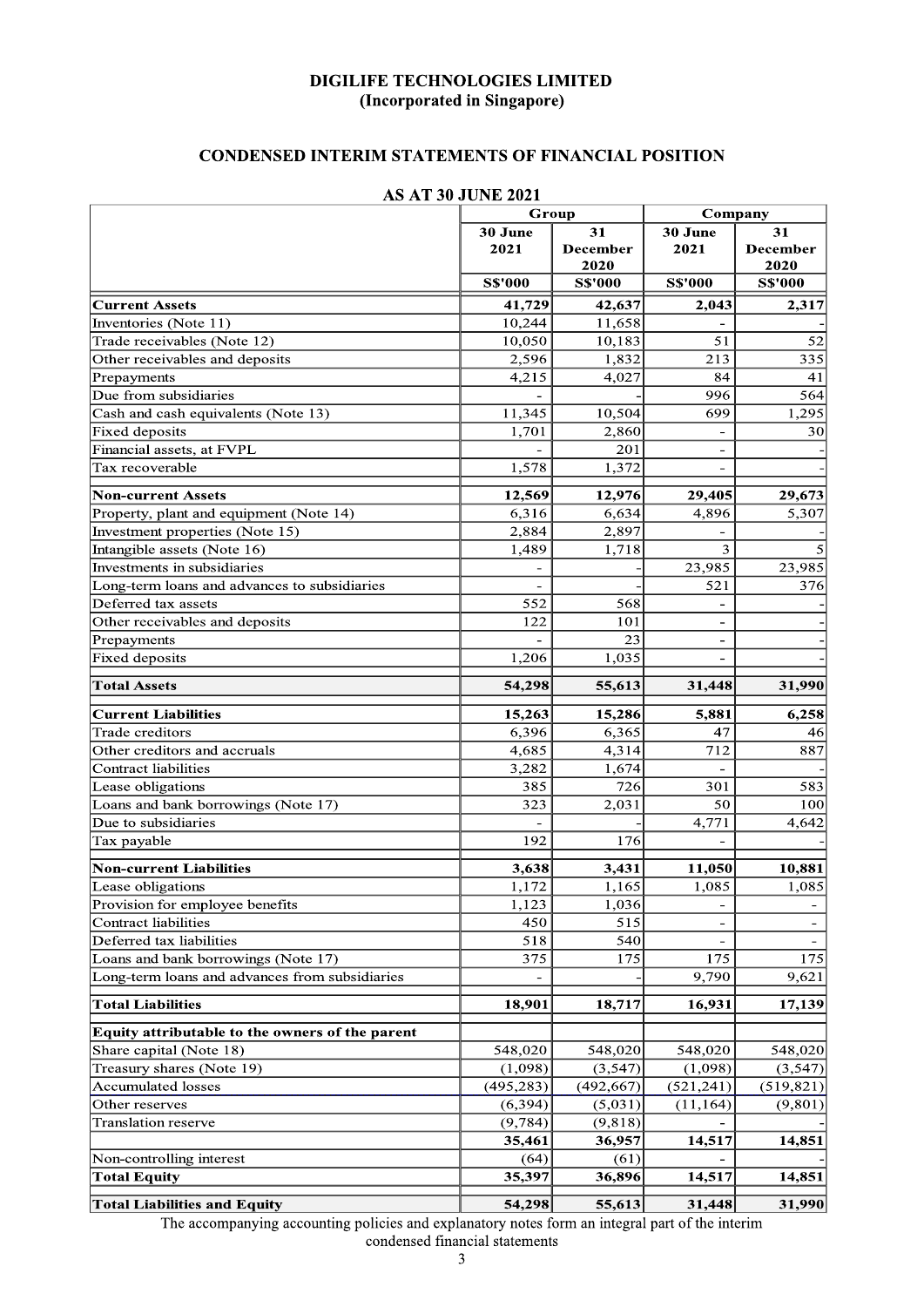**DIGILIFE TECHNOLOGIES LIMITED**
**(Incorporated in Singapore)**

## CONDENSED INTERIM STATEMENTS OF FINANCIAL POSITION

### AS AT 30 JUNE 2021

| | Group | | Company | |
|---|---|---|---|---|
| | 30 June 2021 | 31 December 2020 | 30 June 2021 | 31 December 2020 |
| | S$'000 | S$'000 | S$'000 | S$'000 |
| **Current Assets** | **41,729** | **42,637** | **2,043** | **2,317** |
| Inventories (Note 11) | 10,244 | 11,658 | - | - |
| Trade receivables (Note 12) | 10,050 | 10,183 | 51 | 52 |
| Other receivables and deposits | 2,596 | 1,832 | 213 | 335 |
| Prepayments | 4,215 | 4,027 | 84 | 41 |
| Due from subsidiaries | - | - | 996 | 564 |
| Cash and cash equivalents (Note 13) | 11,345 | 10,504 | 699 | 1,295 |
| Fixed deposits | 1,701 | 2,860 | - | 30 |
| Financial assets, at FVPL | - | 201 | - | - |
| Tax recoverable | 1,578 | 1,372 | - | - |
| **Non-current Assets** | **12,569** | **12,976** | **29,405** | **29,673** |
| Property, plant and equipment (Note 14) | 6,316 | 6,634 | 4,896 | 5,307 |
| Investment properties (Note 15) | 2,884 | 2,897 | - | - |
| Intangible assets (Note 16) | 1,489 | 1,718 | 3 | 5 |
| Investments in subsidiaries | - | - | 23,985 | 23,985 |
| Long-term loans and advances to subsidiaries | - | - | 521 | 376 |
| Deferred tax assets | 552 | 568 | - | - |
| Other receivables and deposits | 122 | 101 | - | - |
| Prepayments | - | 23 | - | - |
| Fixed deposits | 1,206 | 1,035 | - | - |
| **Total Assets** | **54,298** | **55,613** | **31,448** | **31,990** |
| **Current Liabilities** | **15,263** | **15,286** | **5,881** | **6,258** |
| Trade creditors | 6,396 | 6,365 | 47 | 46 |
| Other creditors and accruals | 4,685 | 4,314 | 712 | 887 |
| Contract liabilities | 3,282 | 1,674 | - | - |
| Lease obligations | 385 | 726 | 301 | 583 |
| Loans and bank borrowings (Note 17) | 323 | 2,031 | 50 | 100 |
| Due to subsidiaries | - | - | 4,771 | 4,642 |
| Tax payable | 192 | 176 | - | - |
| **Non-current Liabilities** | **3,638** | **3,431** | **11,050** | **10,881** |
| Lease obligations | 1,172 | 1,165 | 1,085 | 1,085 |
| Provision for employee benefits | 1,123 | 1,036 | - | - |
| Contract liabilities | 450 | 515 | - | - |
| Deferred tax liabilities | 518 | 540 | - | - |
| Loans and bank borrowings (Note 17) | 375 | 175 | 175 | 175 |
| Long-term loans and advances from subsidiaries | - | - | 9,790 | 9,621 |
| **Total Liabilities** | **18,901** | **18,717** | **16,931** | **17,139** |
| **Equity attributable to the owners of the parent** | | | | |
| Share capital (Note 18) | 548,020 | 548,020 | 548,020 | 548,020 |
| Treasury shares (Note 19) | (1,098) | (3,547) | (1,098) | (3,547) |
| Accumulated losses | (495,283) | (492,667) | (521,241) | (519,821) |
| Other reserves | (6,394) | (5,031) | (11,164) | (9,801) |
| Translation reserve | (9,784) | (9,818) | - | - |
| | **35,461** | **36,957** | **14,517** | **14,851** |
| Non-controlling interest | (64) | (61) | - | - |
| **Total Equity** | **35,397** | **36,896** | **14,517** | **14,851** |
| **Total Liabilities and Equity** | **54,298** | **55,613** | **31,448** | **31,990** |

The accompanying accounting policies and explanatory notes form an integral part of the interim condensed financial statements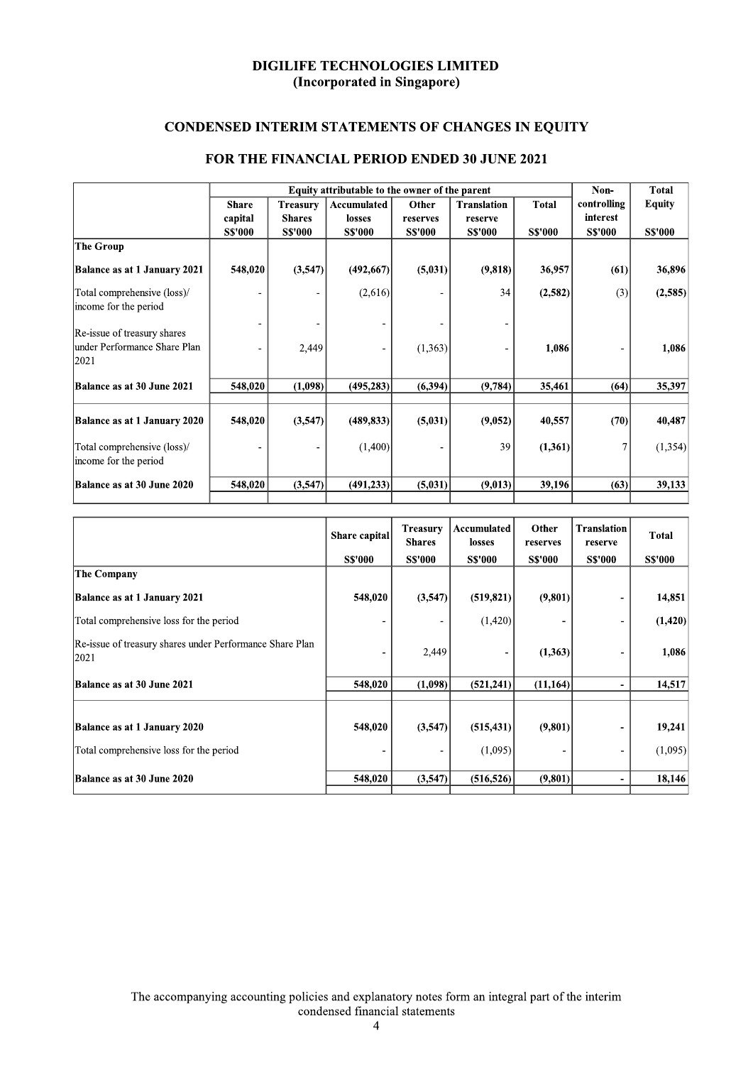# DIGILIFE TECHNOLOGIES LIMITED
## (Incorporated in Singapore)

## CONDENSED INTERIM STATEMENTS OF CHANGES IN EQUITY

## FOR THE FINANCIAL PERIOD ENDED 30 JUNE 2021

| | Equity attributable to the owner of the parent | | | | | | Non-controlling interest | Total Equity |
|---|---|---|---|---|---|---|---|---|
| | Share capital | Treasury Shares | Accumulated losses | Other reserves | Translation reserve | Total | | |
| | S$'000 | S$'000 | S$'000 | S$'000 | S$'000 | S$'000 | S$'000 | S$'000 |
| **The Group** | | | | | | | | |
| **Balance as at 1 January 2021** | **548,020** | **(3,547)** | **(492,667)** | **(5,031)** | **(9,818)** | **36,957** | **(61)** | **36,896** |
| Total comprehensive (loss)/ income for the period | - | - | (2,616) | - | 34 | **(2,582)** | (3) | **(2,585)** |
| Re-issue of treasury shares under Performance Share Plan 2021 | - | 2,449 | - | (1,363) | - | **1,086** | - | **1,086** |
| **Balance as at 30 June 2021** | **548,020** | **(1,098)** | **(495,283)** | **(6,394)** | **(9,784)** | **35,461** | **(64)** | **35,397** |
| | | | | | | | | |
| **Balance as at 1 January 2020** | **548,020** | **(3,547)** | **(489,833)** | **(5,031)** | **(9,052)** | **40,557** | **(70)** | **40,487** |
| Total comprehensive (loss)/ income for the period | - | - | (1,400) | - | 39 | **(1,361)** | 7 | (1,354) |
| **Balance as at 30 June 2020** | **548,020** | **(3,547)** | **(491,233)** | **(5,031)** | **(9,013)** | **39,196** | **(63)** | **39,133** |

| | Share capital | Treasury Shares | Accumulated losses | Other reserves | Translation reserve | Total |
|---|---|---|---|---|---|---|
| | S$'000 | S$'000 | S$'000 | S$'000 | S$'000 | S$'000 |
| **The Company** | | | | | | |
| **Balance as at 1 January 2021** | **548,020** | **(3,547)** | **(519,821)** | **(9,801)** | **-** | **14,851** |
| Total comprehensive loss for the period | - | - | (1,420) | - | - | **(1,420)** |
| Re-issue of treasury shares under Performance Share Plan 2021 | - | 2,449 | - | **(1,363)** | - | **1,086** |
| **Balance as at 30 June 2021** | **548,020** | **(1,098)** | **(521,241)** | **(11,164)** | **-** | **14,517** |
| | | | | | | |
| **Balance as at 1 January 2020** | **548,020** | **(3,547)** | **(515,431)** | **(9,801)** | **-** | **19,241** |
| Total comprehensive loss for the period | - | - | (1,095) | - | - | (1,095) |
| **Balance as at 30 June 2020** | **548,020** | **(3,547)** | **(516,526)** | **(9,801)** | **-** | **18,146** |

The accompanying accounting policies and explanatory notes form an integral part of the interim condensed financial statements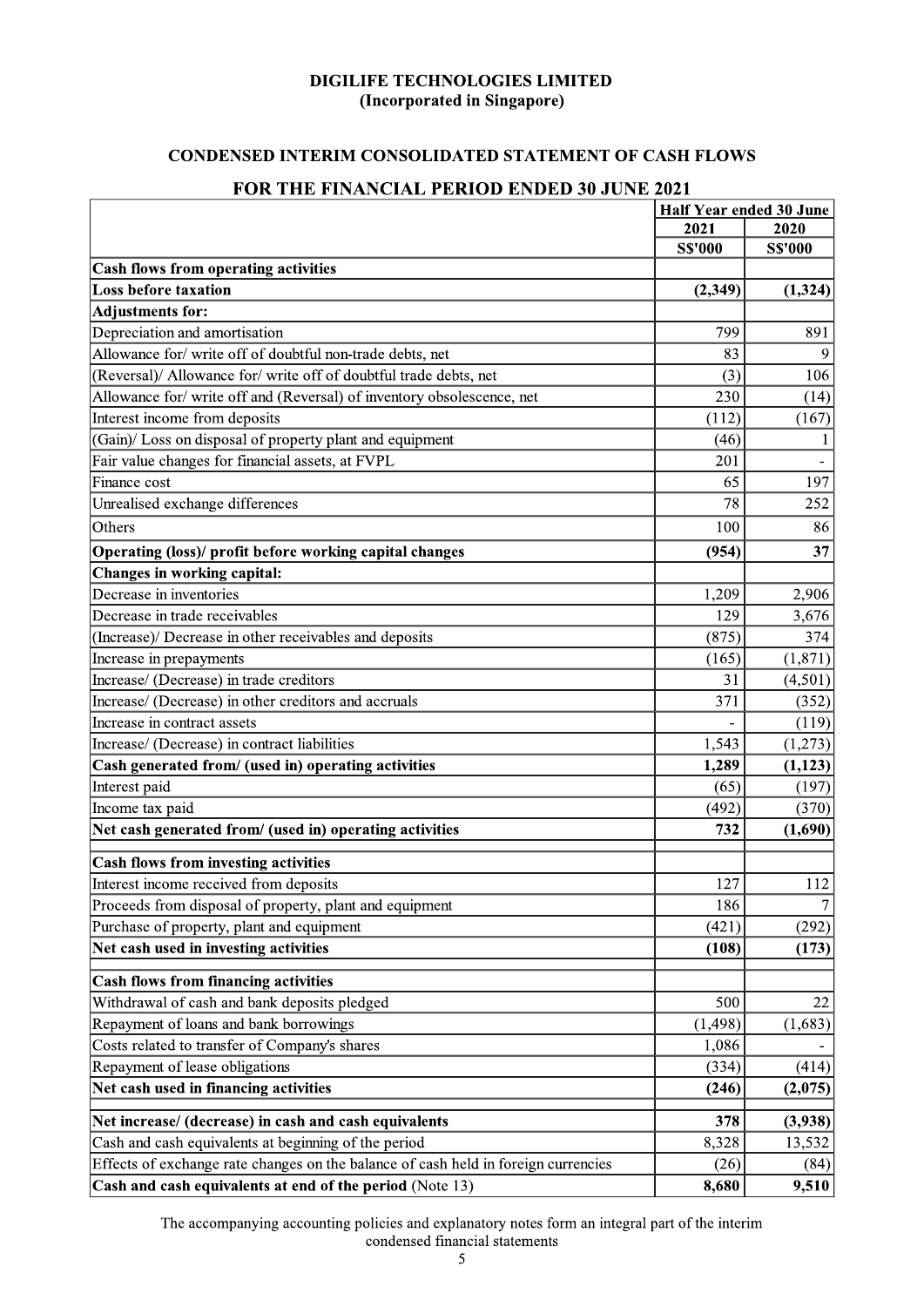# DIGILIFE TECHNOLOGIES LIMITED
(Incorporated in Singapore)

## CONDENSED INTERIM CONSOLIDATED STATEMENT OF CASH FLOWS

## FOR THE FINANCIAL PERIOD ENDED 30 JUNE 2021

| | Half Year ended 30 June | |
|---|---|---|
| | 2021 | 2020 |
| | S$'000 | S$'000 |
| **Cash flows from operating activities** | | |
| **Loss before taxation** | **(2,349)** | **(1,324)** |
| **Adjustments for:** | | |
| Depreciation and amortisation | 799 | 891 |
| Allowance for/ write off of doubtful non-trade debts, net | 83 | 9 |
| (Reversal)/ Allowance for/ write off of doubtful trade debts, net | (3) | 106 |
| Allowance for/ write off and (Reversal) of inventory obsolescence, net | 230 | (14) |
| Interest income from deposits | (112) | (167) |
| (Gain)/ Loss on disposal of property plant and equipment | (46) | 1 |
| Fair value changes for financial assets, at FVPL | 201 | - |
| Finance cost | 65 | 197 |
| Unrealised exchange differences | 78 | 252 |
| Others | 100 | 86 |
| **Operating (loss)/ profit before working capital changes** | **(954)** | **37** |
| **Changes in working capital:** | | |
| Decrease in inventories | 1,209 | 2,906 |
| Decrease in trade receivables | 129 | 3,676 |
| (Increase)/ Decrease in other receivables and deposits | (875) | 374 |
| Increase in prepayments | (165) | (1,871) |
| Increase/ (Decrease) in trade creditors | 31 | (4,501) |
| Increase/ (Decrease) in other creditors and accruals | 371 | (352) |
| Increase in contract assets | - | (119) |
| Increase/ (Decrease) in contract liabilities | 1,543 | (1,273) |
| **Cash generated from/ (used in) operating activities** | **1,289** | **(1,123)** |
| Interest paid | (65) | (197) |
| Income tax paid | (492) | (370) |
| **Net cash generated from/ (used in) operating activities** | **732** | **(1,690)** |
| **Cash flows from investing activities** | | |
| Interest income received from deposits | 127 | 112 |
| Proceeds from disposal of property, plant and equipment | 186 | 7 |
| Purchase of property, plant and equipment | (421) | (292) |
| **Net cash used in investing activities** | **(108)** | **(173)** |
| **Cash flows from financing activities** | | |
| Withdrawal of cash and bank deposits pledged | 500 | 22 |
| Repayment of loans and bank borrowings | (1,498) | (1,683) |
| Costs related to transfer of Company's shares | 1,086 | - |
| Repayment of lease obligations | (334) | (414) |
| **Net cash used in financing activities** | **(246)** | **(2,075)** |
| **Net increase/ (decrease) in cash and cash equivalents** | **378** | **(3,938)** |
| Cash and cash equivalents at beginning of the period | 8,328 | 13,532 |
| Effects of exchange rate changes on the balance of cash held in foreign currencies | (26) | (84) |
| **Cash and cash equivalents at end of the period** (Note 13) | **8,680** | **9,510** |

The accompanying accounting policies and explanatory notes form an integral part of the interim condensed financial statements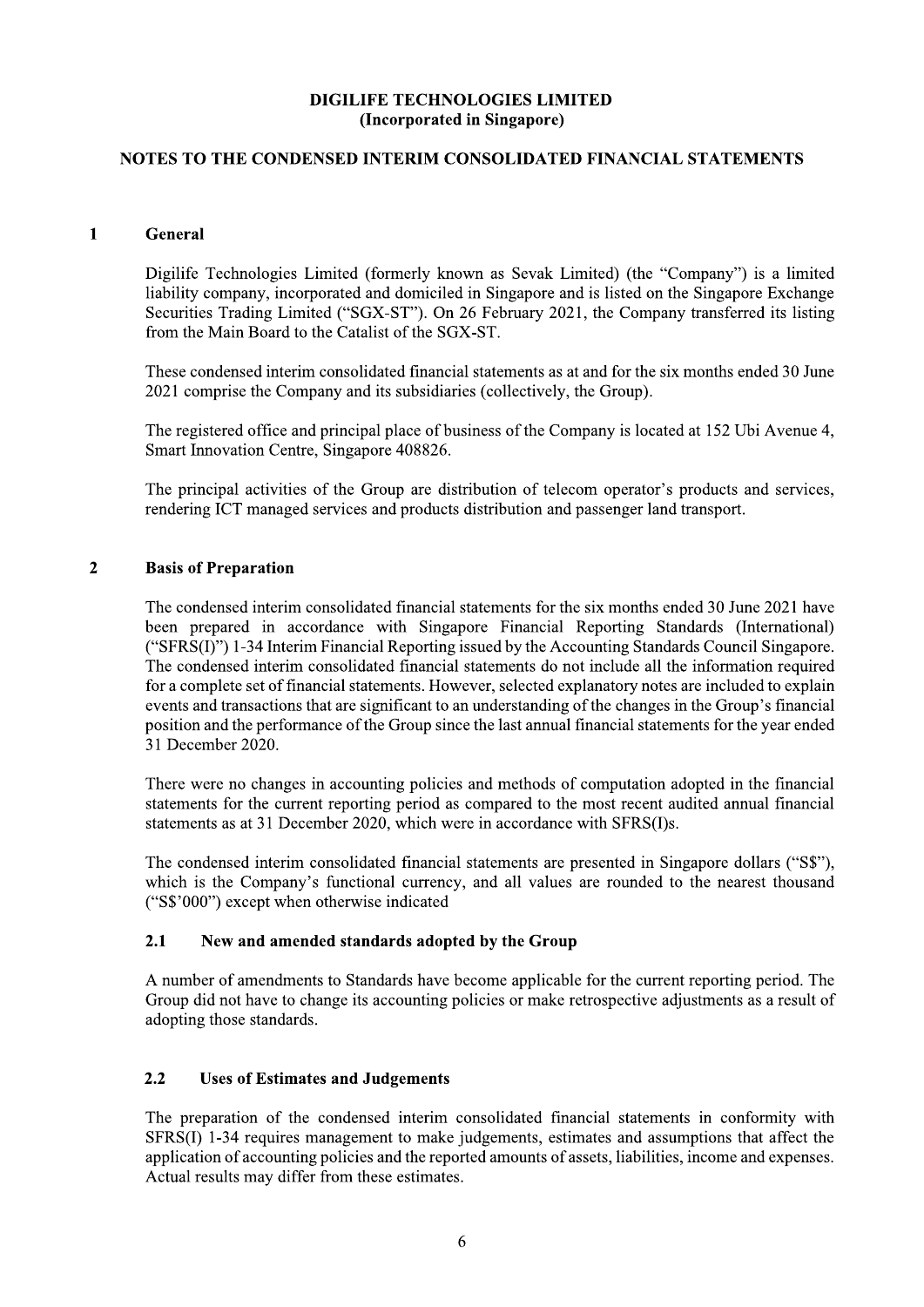**DIGILIFE TECHNOLOGIES LIMITED**
**(Incorporated in Singapore)**

**NOTES TO THE CONDENSED INTERIM CONSOLIDATED FINANCIAL STATEMENTS**

## 1 General

Digilife Technologies Limited (formerly known as Sevak Limited) (the "Company") is a limited liability company, incorporated and domiciled in Singapore and is listed on the Singapore Exchange Securities Trading Limited ("SGX-ST"). On 26 February 2021, the Company transferred its listing from the Main Board to the Catalist of the SGX-ST.

These condensed interim consolidated financial statements as at and for the six months ended 30 June 2021 comprise the Company and its subsidiaries (collectively, the Group).

The registered office and principal place of business of the Company is located at 152 Ubi Avenue 4, Smart Innovation Centre, Singapore 408826.

The principal activities of the Group are distribution of telecom operator's products and services, rendering ICT managed services and products distribution and passenger land transport.

## 2 Basis of Preparation

The condensed interim consolidated financial statements for the six months ended 30 June 2021 have been prepared in accordance with Singapore Financial Reporting Standards (International) ("SFRS(I)") 1-34 Interim Financial Reporting issued by the Accounting Standards Council Singapore. The condensed interim consolidated financial statements do not include all the information required for a complete set of financial statements. However, selected explanatory notes are included to explain events and transactions that are significant to an understanding of the changes in the Group's financial position and the performance of the Group since the last annual financial statements for the year ended 31 December 2020.

There were no changes in accounting policies and methods of computation adopted in the financial statements for the current reporting period as compared to the most recent audited annual financial statements as at 31 December 2020, which were in accordance with SFRS(I)s.

The condensed interim consolidated financial statements are presented in Singapore dollars ("S$"), which is the Company's functional currency, and all values are rounded to the nearest thousand ("S$'000") except when otherwise indicated

### 2.1 New and amended standards adopted by the Group

A number of amendments to Standards have become applicable for the current reporting period. The Group did not have to change its accounting policies or make retrospective adjustments as a result of adopting those standards.

### 2.2 Uses of Estimates and Judgements

The preparation of the condensed interim consolidated financial statements in conformity with SFRS(I) 1-34 requires management to make judgements, estimates and assumptions that affect the application of accounting policies and the reported amounts of assets, liabilities, income and expenses. Actual results may differ from these estimates.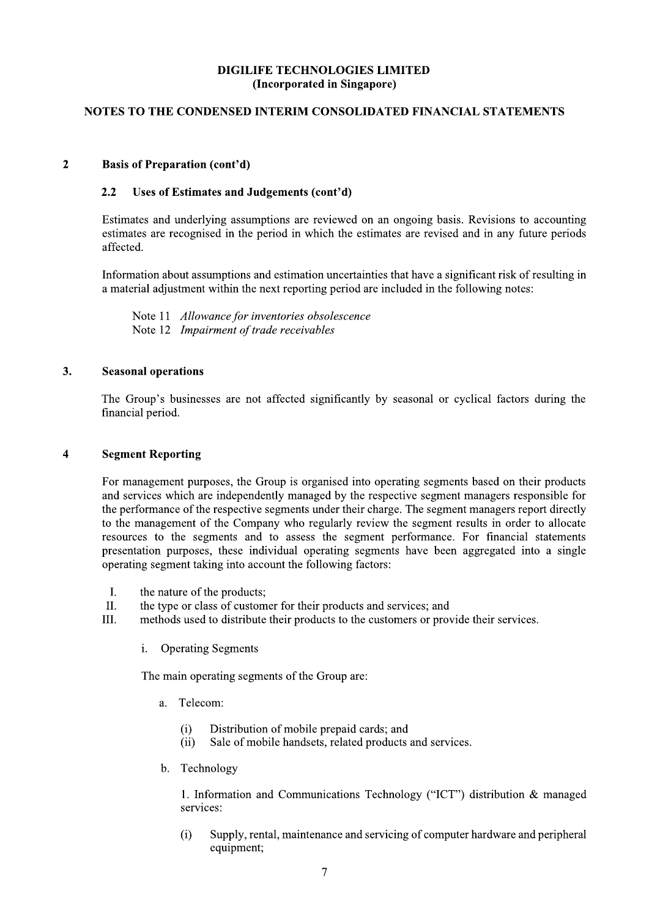**DIGILIFE TECHNOLOGIES LIMITED**
**(Incorporated in Singapore)**

**NOTES TO THE CONDENSED INTERIM CONSOLIDATED FINANCIAL STATEMENTS**

## 2 Basis of Preparation (cont'd)

### 2.2 Uses of Estimates and Judgements (cont'd)

Estimates and underlying assumptions are reviewed on an ongoing basis. Revisions to accounting estimates are recognised in the period in which the estimates are revised and in any future periods affected.

Information about assumptions and estimation uncertainties that have a significant risk of resulting in a material adjustment within the next reporting period are included in the following notes:

Note 11 *Allowance for inventories obsolescence*
Note 12 *Impairment of trade receivables*

## 3. Seasonal operations

The Group's businesses are not affected significantly by seasonal or cyclical factors during the financial period.

## 4 Segment Reporting

For management purposes, the Group is organised into operating segments based on their products and services which are independently managed by the respective segment managers responsible for the performance of the respective segments under their charge. The segment managers report directly to the management of the Company who regularly review the segment results in order to allocate resources to the segments and to assess the segment performance. For financial statements presentation purposes, these individual operating segments have been aggregated into a single operating segment taking into account the following factors:

I. the nature of the products;
II. the type or class of customer for their products and services; and
III. methods used to distribute their products to the customers or provide their services.

i. Operating Segments

The main operating segments of the Group are:

a. Telecom:

(i) Distribution of mobile prepaid cards; and
(ii) Sale of mobile handsets, related products and services.

b. Technology

1. Information and Communications Technology ("ICT") distribution & managed services:

(i) Supply, rental, maintenance and servicing of computer hardware and peripheral equipment;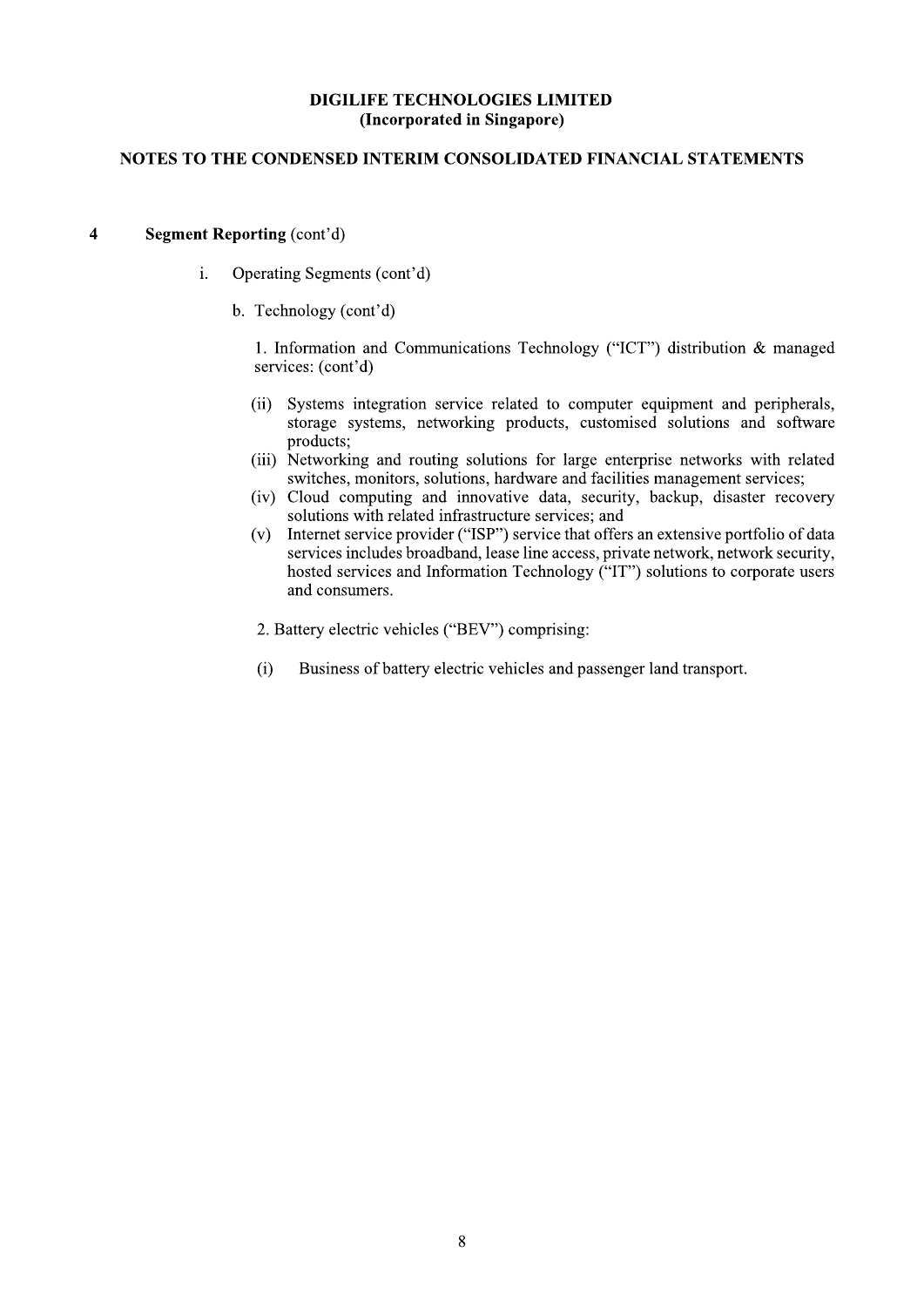**DIGILIFE TECHNOLOGIES LIMITED**
**(Incorporated in Singapore)**

**NOTES TO THE CONDENSED INTERIM CONSOLIDATED FINANCIAL STATEMENTS**

**4 Segment Reporting** (cont'd)

i. Operating Segments (cont'd)

b. Technology (cont'd)

1. Information and Communications Technology ("ICT") distribution & managed services: (cont'd)

(ii) Systems integration service related to computer equipment and peripherals, storage systems, networking products, customised solutions and software products;

(iii) Networking and routing solutions for large enterprise networks with related switches, monitors, solutions, hardware and facilities management services;

(iv) Cloud computing and innovative data, security, backup, disaster recovery solutions with related infrastructure services; and

(v) Internet service provider ("ISP") service that offers an extensive portfolio of data services includes broadband, lease line access, private network, network security, hosted services and Information Technology ("IT") solutions to corporate users and consumers.

2. Battery electric vehicles ("BEV") comprising:

(i) Business of battery electric vehicles and passenger land transport.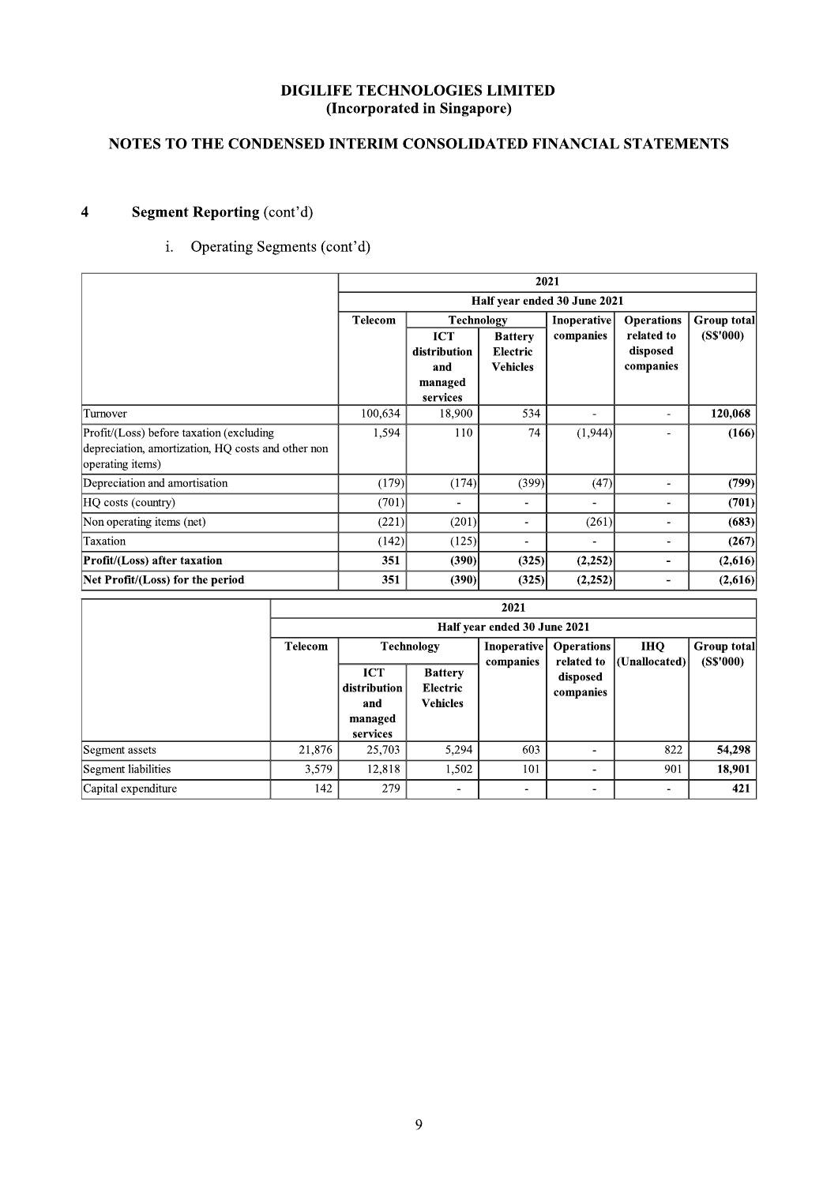**DIGILIFE TECHNOLOGIES LIMITED**
**(Incorporated in Singapore)**

**NOTES TO THE CONDENSED INTERIM CONSOLIDATED FINANCIAL STATEMENTS**

## 4 Segment Reporting (cont'd)

i. Operating Segments (cont'd)

| | 2021 | | | | | |
|---|---|---|---|---|---|---|
| | Half year ended 30 June 2021 | | | | | |
| | Telecom | Technology | | Inoperative companies | Operations related to disposed companies | Group total (S$'000) |
| | | ICT distribution and managed services | Battery Electric Vehicles | | | |
| Turnover | 100,634 | 18,900 | 534 | - | - | **120,068** |
| Profit/(Loss) before taxation (excluding depreciation, amortization, HQ costs and other non operating items) | 1,594 | 110 | 74 | (1,944) | - | **(166)** |
| Depreciation and amortisation | (179) | (174) | (399) | (47) | - | **(799)** |
| HQ costs (country) | (701) | - | - | - | - | **(701)** |
| Non operating items (net) | (221) | (201) | - | (261) | - | **(683)** |
| Taxation | (142) | (125) | - | - | - | **(267)** |
| **Profit/(Loss) after taxation** | **351** | **(390)** | **(325)** | **(2,252)** | **-** | **(2,616)** |
| **Net Profit/(Loss) for the period** | **351** | **(390)** | **(325)** | **(2,252)** | **-** | **(2,616)** |

| | 2021 | | | | | | |
|---|---|---|---|---|---|---|---|
| | Half year ended 30 June 2021 | | | | | | |
| | Telecom | Technology | | Inoperative companies | Operations related to disposed companies | IHQ (Unallocated) | Group total (S$'000) |
| | | ICT distribution and managed services | Battery Electric Vehicles | | | | |
| Segment assets | 21,876 | 25,703 | 5,294 | 603 | - | 822 | **54,298** |
| Segment liabilities | 3,579 | 12,818 | 1,502 | 101 | - | 901 | **18,901** |
| Capital expenditure | 142 | 279 | - | - | - | - | **421** |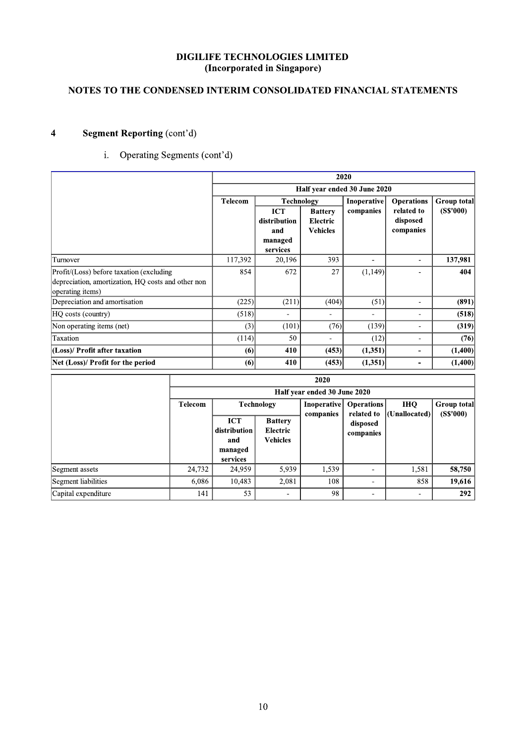DIGILIFE TECHNOLOGIES LIMITED
(Incorporated in Singapore)

NOTES TO THE CONDENSED INTERIM CONSOLIDATED FINANCIAL STATEMENTS

## 4 Segment Reporting (cont'd)

i. Operating Segments (cont'd)

| | 2020 | | | | | |
|---|---|---|---|---|---|---|
| | Half year ended 30 June 2020 | | | | | |
| | Telecom | Technology | | Inoperative companies | Operations related to disposed companies | Group total (S$'000) |
| | | ICT distribution and managed services | Battery Electric Vehicles | | | |
| Turnover | 117,392 | 20,196 | 393 | - | - | **137,981** |
| Profit/(Loss) before taxation (excluding depreciation, amortization, HQ costs and other non operating items) | 854 | 672 | 27 | (1,149) | - | **404** |
| Depreciation and amortisation | (225) | (211) | (404) | (51) | - | **(891)** |
| HQ costs (country) | (518) | - | - | - | - | **(518)** |
| Non operating items (net) | (3) | (101) | (76) | (139) | - | **(319)** |
| Taxation | (114) | 50 | - | (12) | - | **(76)** |
| **(Loss)/ Profit after taxation** | **(6)** | **410** | **(453)** | **(1,351)** | **-** | **(1,400)** |
| **Net (Loss)/ Profit for the period** | **(6)** | **410** | **(453)** | **(1,351)** | **-** | **(1,400)** |

| | 2020 | | | | | | |
|---|---|---|---|---|---|---|---|
| | Half year ended 30 June 2020 | | | | | | |
| | Telecom | Technology | | Inoperative companies | Operations related to disposed companies | IHQ (Unallocated) | Group total (S$'000) |
| | | ICT distribution and managed services | Battery Electric Vehicles | | | | |
| Segment assets | 24,732 | 24,959 | 5,939 | 1,539 | - | 1,581 | **58,750** |
| Segment liabilities | 6,086 | 10,483 | 2,081 | 108 | - | 858 | **19,616** |
| Capital expenditure | 141 | 53 | - | 98 | - | - | **292** |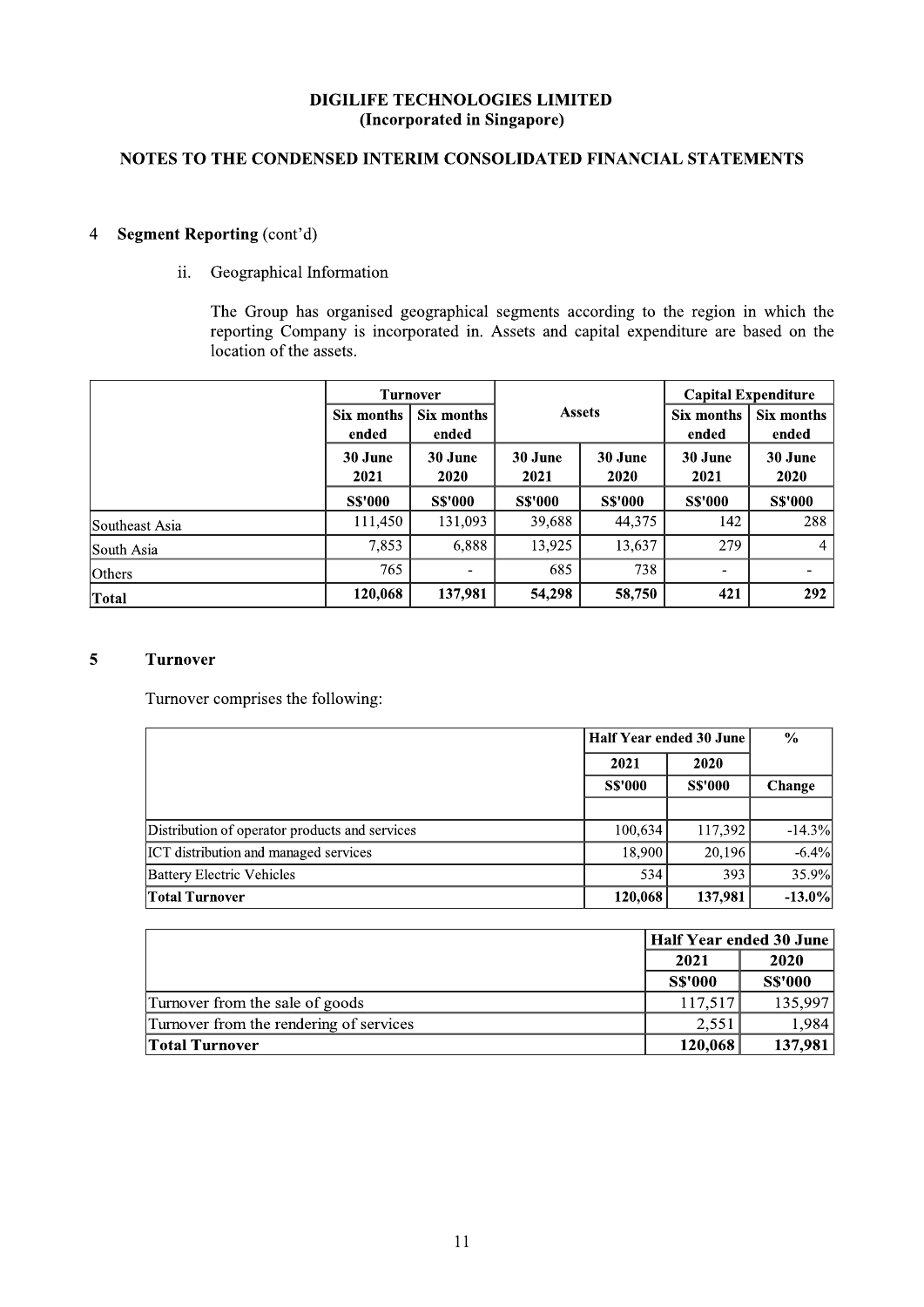**DIGILIFE TECHNOLOGIES LIMITED**
**(Incorporated in Singapore)**

**NOTES TO THE CONDENSED INTERIM CONSOLIDATED FINANCIAL STATEMENTS**

## 4 Segment Reporting (cont'd)

ii. Geographical Information

The Group has organised geographical segments according to the region in which the reporting Company is incorporated in. Assets and capital expenditure are based on the location of the assets.

| | Turnover | | Assets | | Capital Expenditure | |
|---|---|---|---|---|---|---|
| | Six months ended | Six months ended | | | Six months ended | Six months ended |
| | 30 June 2021 | 30 June 2020 | 30 June 2021 | 30 June 2020 | 30 June 2021 | 30 June 2020 |
| | S$'000 | S$'000 | S$'000 | S$'000 | S$'000 | S$'000 |
| Southeast Asia | 111,450 | 131,093 | 39,688 | 44,375 | 142 | 288 |
| South Asia | 7,853 | 6,888 | 13,925 | 13,637 | 279 | 4 |
| Others | 765 | - | 685 | 738 | - | - |
| **Total** | **120,068** | **137,981** | **54,298** | **58,750** | **421** | **292** |

## 5 Turnover

Turnover comprises the following:

| | Half Year ended 30 June | | % |
|---|---|---|---|
| | 2021 | 2020 | |
| | S$'000 | S$'000 | Change |
| Distribution of operator products and services | 100,634 | 117,392 | -14.3% |
| ICT distribution and managed services | 18,900 | 20,196 | -6.4% |
| Battery Electric Vehicles | 534 | 393 | 35.9% |
| **Total Turnover** | **120,068** | **137,981** | **-13.0%** |

| | Half Year ended 30 June | |
|---|---|---|
| | 2021 | 2020 |
| | S$'000 | S$'000 |
| Turnover from the sale of goods | 117,517 | 135,997 |
| Turnover from the rendering of services | 2,551 | 1,984 |
| **Total Turnover** | **120,068** | **137,981** |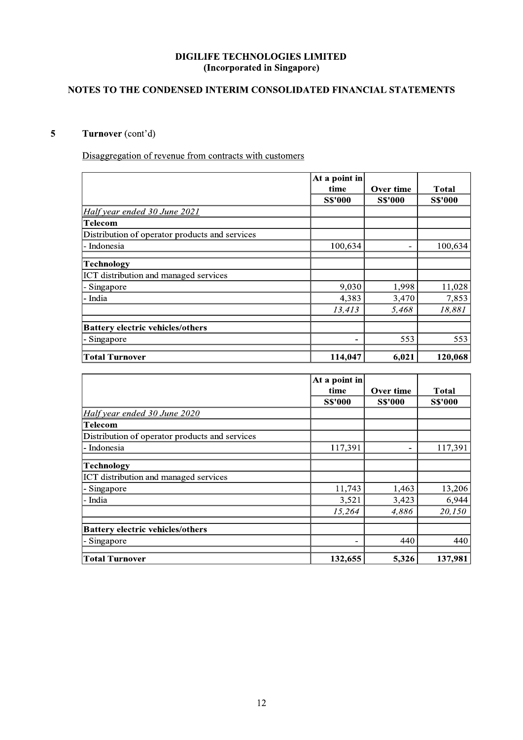**DIGILIFE TECHNOLOGIES LIMITED**
**(Incorporated in Singapore)**

**NOTES TO THE CONDENSED INTERIM CONSOLIDATED FINANCIAL STATEMENTS**

## 5 Turnover (cont'd)

Disaggregation of revenue from contracts with customers

| | At a point in time S$'000 | Over time S$'000 | Total S$'000 |
|---|---|---|---|
| *Half year ended 30 June 2021* | | | |
| **Telecom** | | | |
| Distribution of operator products and services | | | |
| - Indonesia | 100,634 | - | 100,634 |
| **Technology** | | | |
| ICT distribution and managed services | | | |
| - Singapore | 9,030 | 1,998 | 11,028 |
| - India | 4,383 | 3,470 | 7,853 |
| | *13,413* | *5,468* | *18,881* |
| **Battery electric vehicles/others** | | | |
| - Singapore | - | 553 | 553 |
| **Total Turnover** | **114,047** | **6,021** | **120,068** |

| | At a point in time S$'000 | Over time S$'000 | Total S$'000 |
|---|---|---|---|
| *Half year ended 30 June 2020* | | | |
| **Telecom** | | | |
| Distribution of operator products and services | | | |
| - Indonesia | 117,391 | - | 117,391 |
| **Technology** | | | |
| ICT distribution and managed services | | | |
| - Singapore | 11,743 | 1,463 | 13,206 |
| - India | 3,521 | 3,423 | 6,944 |
| | *15,264* | *4,886* | *20,150* |
| **Battery electric vehicles/others** | | | |
| - Singapore | - | 440 | 440 |
| **Total Turnover** | **132,655** | **5,326** | **137,981** |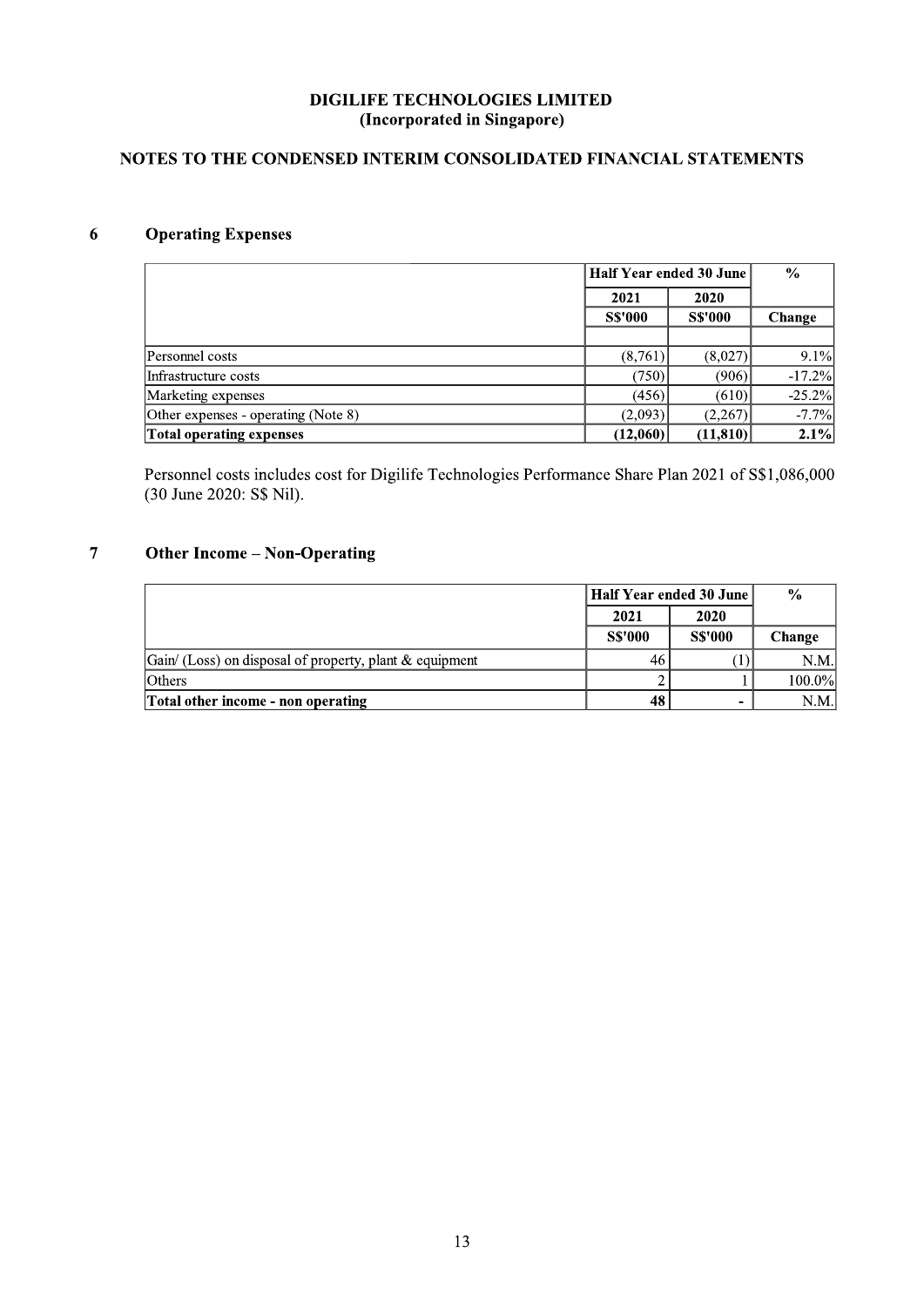**DIGILIFE TECHNOLOGIES LIMITED**
**(Incorporated in Singapore)**

**NOTES TO THE CONDENSED INTERIM CONSOLIDATED FINANCIAL STATEMENTS**

## 6 Operating Expenses

| | Half Year ended 30 June | | % |
|---|---|---|---|
| | 2021 | 2020 | |
| | S$'000 | S$'000 | Change |
| | | | |
| Personnel costs | (8,761) | (8,027) | 9.1% |
| Infrastructure costs | (750) | (906) | -17.2% |
| Marketing expenses | (456) | (610) | -25.2% |
| Other expenses - operating (Note 8) | (2,093) | (2,267) | -7.7% |
| **Total operating expenses** | **(12,060)** | **(11,810)** | **2.1%** |

Personnel costs includes cost for Digilife Technologies Performance Share Plan 2021 of S$1,086,000 (30 June 2020: S$ Nil).

## 7 Other Income – Non-Operating

| | Half Year ended 30 June | | % |
|---|---|---|---|
| | 2021 | 2020 | |
| | S$'000 | S$'000 | Change |
| Gain/ (Loss) on disposal of property, plant & equipment | 46 | (1) | N.M. |
| Others | 2 | 1 | 100.0% |
| **Total other income - non operating** | **48** | **-** | N.M. |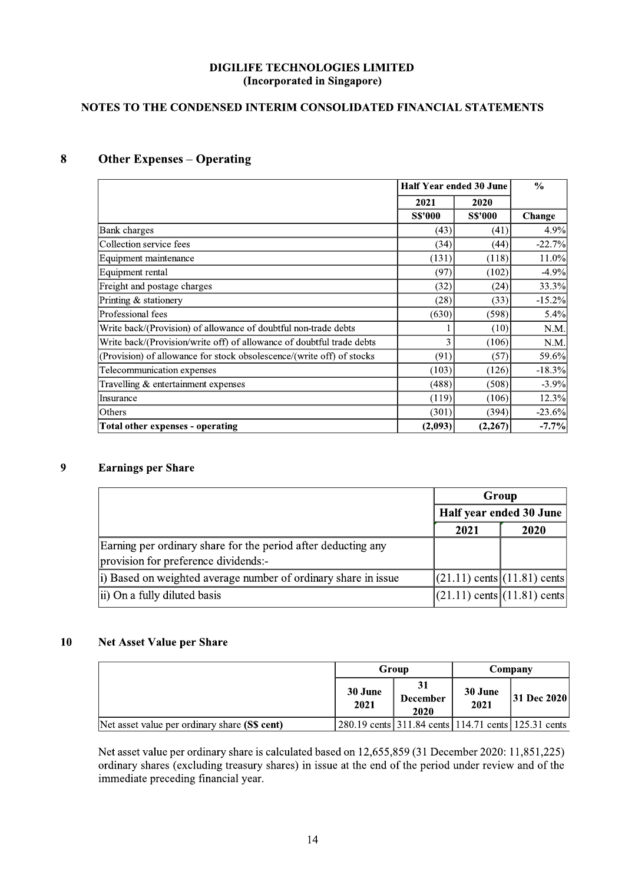**DIGILIFE TECHNOLOGIES LIMITED**
**(Incorporated in Singapore)**

**NOTES TO THE CONDENSED INTERIM CONSOLIDATED FINANCIAL STATEMENTS**

## 8 Other Expenses – Operating

| | Half Year ended 30 June | | % |
|---|---|---|---|
| | 2021 | 2020 | |
| | S$'000 | S$'000 | Change |
| Bank charges | (43) | (41) | 4.9% |
| Collection service fees | (34) | (44) | -22.7% |
| Equipment maintenance | (131) | (118) | 11.0% |
| Equipment rental | (97) | (102) | -4.9% |
| Freight and postage charges | (32) | (24) | 33.3% |
| Printing & stationery | (28) | (33) | -15.2% |
| Professional fees | (630) | (598) | 5.4% |
| Write back/(Provision) of allowance of doubtful non-trade debts | 1 | (10) | N.M. |
| Write back/(Provision/write off) of allowance of doubtful trade debts | 3 | (106) | N.M. |
| (Provision) of allowance for stock obsolescence/(write off) of stocks | (91) | (57) | 59.6% |
| Telecommunication expenses | (103) | (126) | -18.3% |
| Travelling & entertainment expenses | (488) | (508) | -3.9% |
| Insurance | (119) | (106) | 12.3% |
| Others | (301) | (394) | -23.6% |
| **Total other expenses - operating** | **(2,093)** | **(2,267)** | **-7.7%** |

## 9 Earnings per Share

| | Group | |
|---|---|---|
| | Half year ended 30 June | |
| | 2021 | 2020 |
| Earning per ordinary share for the period after deducting any provision for preference dividends:- | | |
| i) Based on weighted average number of ordinary share in issue | (21.11) cents | (11.81) cents |
| ii) On a fully diluted basis | (21.11) cents | (11.81) cents |

## 10 Net Asset Value per Share

| | Group | | Company | |
|---|---|---|---|---|
| | 30 June 2021 | 31 December 2020 | 30 June 2021 | 31 Dec 2020 |
| Net asset value per ordinary share **(S$ cent)** | 280.19 cents | 311.84 cents | 114.71 cents | 125.31 cents |

Net asset value per ordinary share is calculated based on 12,655,859 (31 December 2020: 11,851,225) ordinary shares (excluding treasury shares) in issue at the end of the period under review and of the immediate preceding financial year.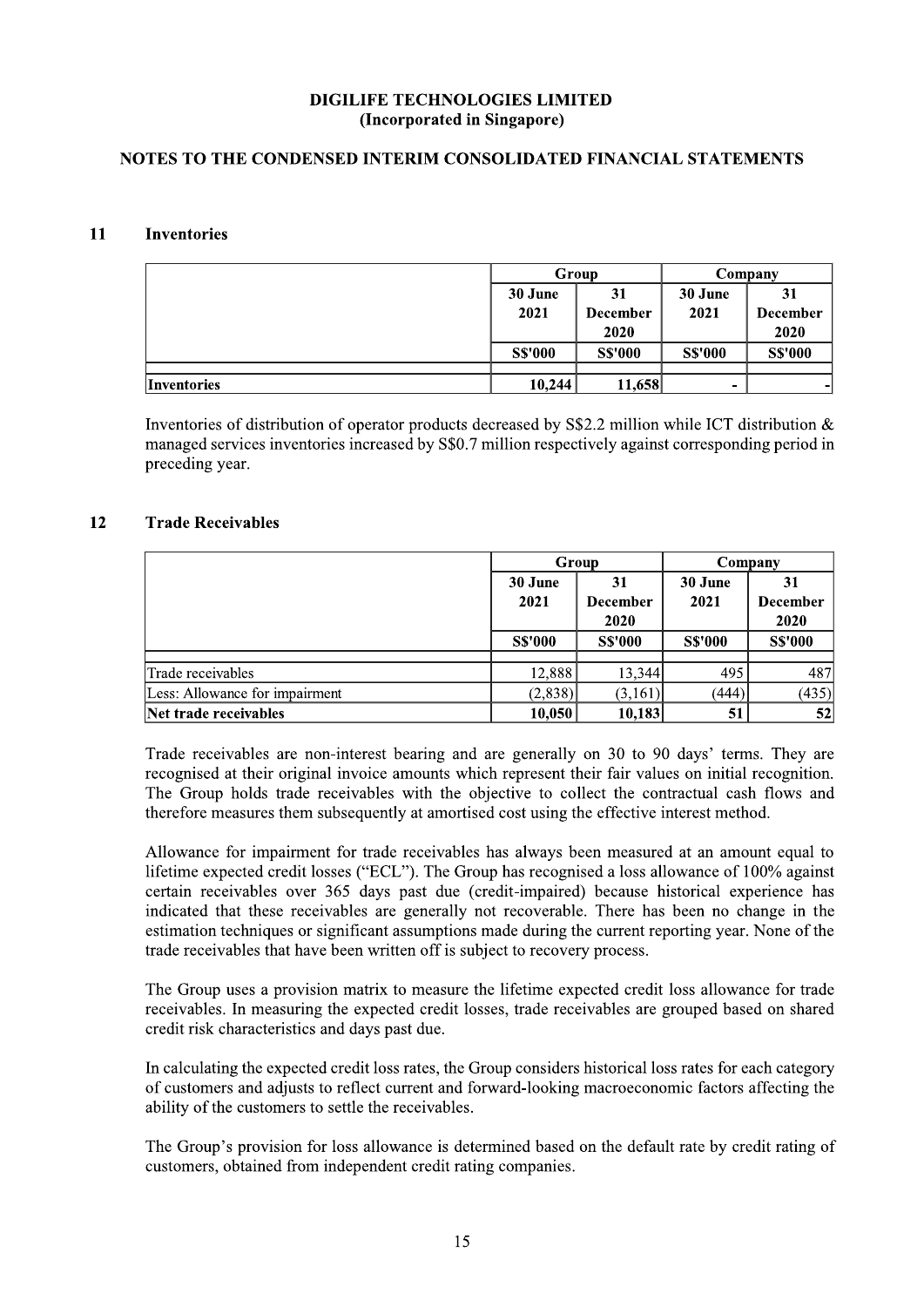# DIGILIFE TECHNOLOGIES LIMITED
**(Incorporated in Singapore)**

## NOTES TO THE CONDENSED INTERIM CONSOLIDATED FINANCIAL STATEMENTS

### 11 Inventories

| | Group | | Company | |
|---|---|---|---|---|
| | 30 June 2021 | 31 December 2020 | 30 June 2021 | 31 December 2020 |
| | S$'000 | S$'000 | S$'000 | S$'000 |
| **Inventories** | **10,244** | **11,658** | **-** | **-** |

Inventories of distribution of operator products decreased by S$2.2 million while ICT distribution & managed services inventories increased by S$0.7 million respectively against corresponding period in preceding year.

### 12 Trade Receivables

| | Group | | Company | |
|---|---|---|---|---|
| | 30 June 2021 | 31 December 2020 | 30 June 2021 | 31 December 2020 |
| | S$'000 | S$'000 | S$'000 | S$'000 |
| Trade receivables | 12,888 | 13,344 | 495 | 487 |
| Less: Allowance for impairment | (2,838) | (3,161) | (444) | (435) |
| **Net trade receivables** | **10,050** | **10,183** | **51** | **52** |

Trade receivables are non-interest bearing and are generally on 30 to 90 days' terms. They are recognised at their original invoice amounts which represent their fair values on initial recognition. The Group holds trade receivables with the objective to collect the contractual cash flows and therefore measures them subsequently at amortised cost using the effective interest method.

Allowance for impairment for trade receivables has always been measured at an amount equal to lifetime expected credit losses ("ECL"). The Group has recognised a loss allowance of 100% against certain receivables over 365 days past due (credit-impaired) because historical experience has indicated that these receivables are generally not recoverable. There has been no change in the estimation techniques or significant assumptions made during the current reporting year. None of the trade receivables that have been written off is subject to recovery process.

The Group uses a provision matrix to measure the lifetime expected credit loss allowance for trade receivables. In measuring the expected credit losses, trade receivables are grouped based on shared credit risk characteristics and days past due.

In calculating the expected credit loss rates, the Group considers historical loss rates for each category of customers and adjusts to reflect current and forward-looking macroeconomic factors affecting the ability of the customers to settle the receivables.

The Group's provision for loss allowance is determined based on the default rate by credit rating of customers, obtained from independent credit rating companies.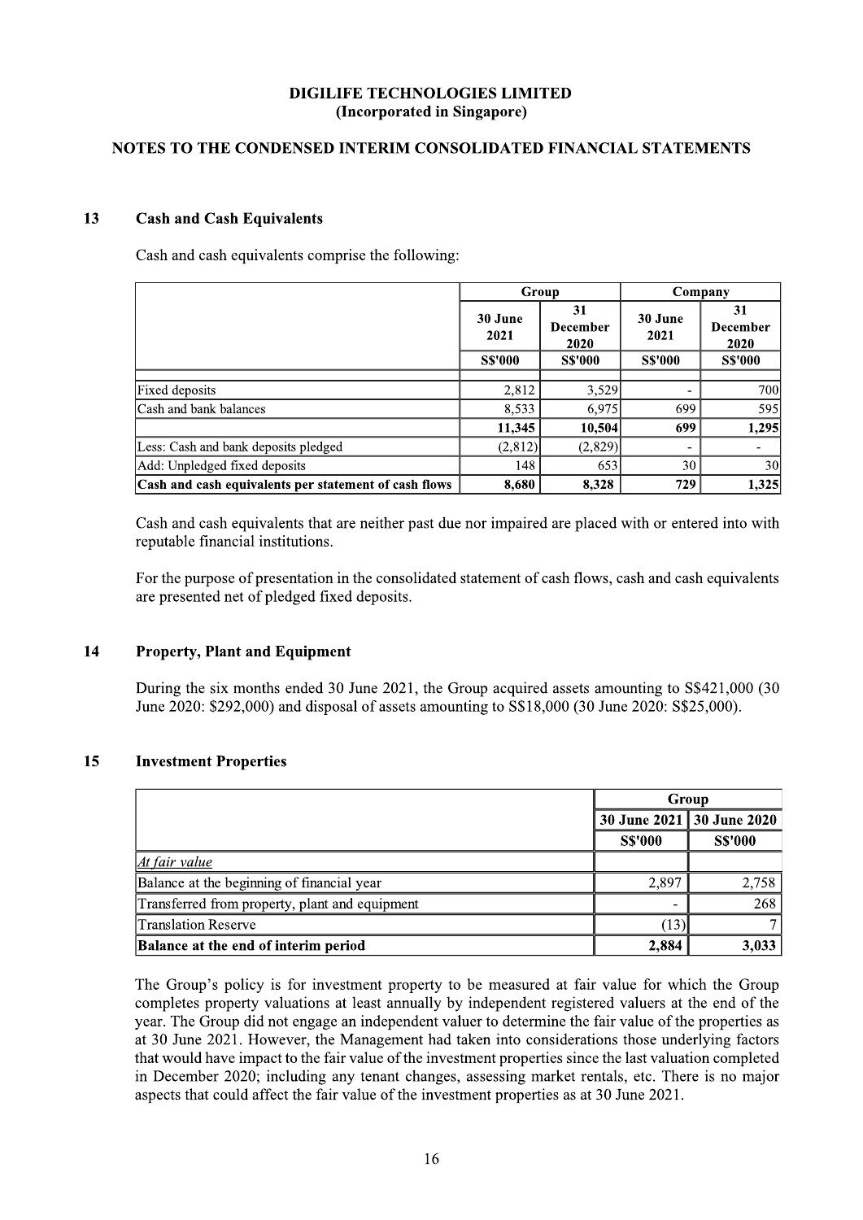**DIGILIFE TECHNOLOGIES LIMITED**
**(Incorporated in Singapore)**

**NOTES TO THE CONDENSED INTERIM CONSOLIDATED FINANCIAL STATEMENTS**

## 13 Cash and Cash Equivalents

Cash and cash equivalents comprise the following:

| | Group | | Company | |
|---|---|---|---|---|
| | 30 June 2021 | 31 December 2020 | 30 June 2021 | 31 December 2020 |
| | S$'000 | S$'000 | S$'000 | S$'000 |
| Fixed deposits | 2,812 | 3,529 | - | 700 |
| Cash and bank balances | 8,533 | 6,975 | 699 | 595 |
| | **11,345** | **10,504** | **699** | **1,295** |
| Less: Cash and bank deposits pledged | (2,812) | (2,829) | - | - |
| Add: Unpledged fixed deposits | 148 | 653 | 30 | 30 |
| **Cash and cash equivalents per statement of cash flows** | **8,680** | **8,328** | **729** | **1,325** |

Cash and cash equivalents that are neither past due nor impaired are placed with or entered into with reputable financial institutions.

For the purpose of presentation in the consolidated statement of cash flows, cash and cash equivalents are presented net of pledged fixed deposits.

## 14 Property, Plant and Equipment

During the six months ended 30 June 2021, the Group acquired assets amounting to S$421,000 (30 June 2020: $292,000) and disposal of assets amounting to S$18,000 (30 June 2020: S$25,000).

## 15 Investment Properties

| | Group | |
|---|---|---|
| | 30 June 2021 | 30 June 2020 |
| | S$'000 | S$'000 |
| *At fair value* | | |
| Balance at the beginning of financial year | 2,897 | 2,758 |
| Transferred from property, plant and equipment | - | 268 |
| Translation Reserve | (13) | 7 |
| **Balance at the end of interim period** | **2,884** | **3,033** |

The Group's policy is for investment property to be measured at fair value for which the Group completes property valuations at least annually by independent registered valuers at the end of the year. The Group did not engage an independent valuer to determine the fair value of the properties as at 30 June 2021. However, the Management had taken into considerations those underlying factors that would have impact to the fair value of the investment properties since the last valuation completed in December 2020; including any tenant changes, assessing market rentals, etc. There is no major aspects that could affect the fair value of the investment properties as at 30 June 2021.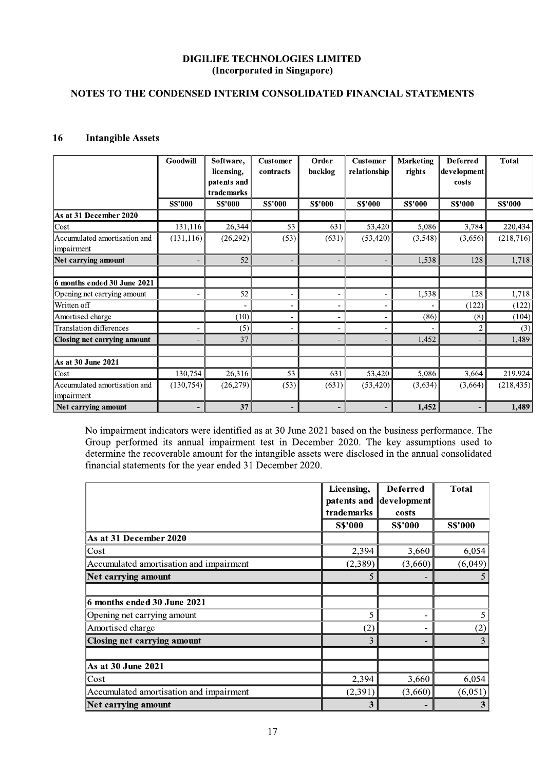**DIGILIFE TECHNOLOGIES LIMITED**
**(Incorporated in Singapore)**

**NOTES TO THE CONDENSED INTERIM CONSOLIDATED FINANCIAL STATEMENTS**

## 16 Intangible Assets

| | Goodwill | Software, licensing, patents and trademarks | Customer contracts | Order backlog | Customer relationship | Marketing rights | Deferred development costs | Total |
|---|---|---|---|---|---|---|---|---|
| | S$'000 | S$'000 | S$'000 | S$'000 | S$'000 | S$'000 | S$'000 | S$'000 |
| **As at 31 December 2020** | | | | | | | | |
| Cost | 131,116 | 26,344 | 53 | 631 | 53,420 | 5,086 | 3,784 | 220,434 |
| Accumulated amortisation and impairment | (131,116) | (26,292) | (53) | (631) | (53,420) | (3,548) | (3,656) | (218,716) |
| **Net carrying amount** | - | 52 | - | - | - | 1,538 | 128 | 1,718 |
| | | | | | | | | |
| **6 months ended 30 June 2021** | | | | | | | | |
| Opening net carrying amount | - | 52 | - | - | - | 1,538 | 128 | 1,718 |
| Written off | | - | - | - | - | - | (122) | (122) |
| Amortised charge | | (10) | - | - | - | (86) | (8) | (104) |
| Translation differences | - | (5) | - | - | - | - | 2 | (3) |
| **Closing net carrying amount** | - | 37 | - | - | - | 1,452 | - | 1,489 |
| | | | | | | | | |
| **As at 30 June 2021** | | | | | | | | |
| Cost | 130,754 | 26,316 | 53 | 631 | 53,420 | 5,086 | 3,664 | 219,924 |
| Accumulated amortisation and impairment | (130,754) | (26,279) | (53) | (631) | (53,420) | (3,634) | (3,664) | (218,435) |
| **Net carrying amount** | **-** | **37** | **-** | **-** | **-** | **1,452** | **-** | **1,489** |

No impairment indicators were identified as at 30 June 2021 based on the business performance. The Group performed its annual impairment test in December 2020. The key assumptions used to determine the recoverable amount for the intangible assets were disclosed in the annual consolidated financial statements for the year ended 31 December 2020.

| | Licensing, patents and trademarks | Deferred development costs | Total |
|---|---|---|---|
| | S$'000 | S$'000 | S$'000 |
| **As at 31 December 2020** | | | |
| Cost | 2,394 | 3,660 | 6,054 |
| Accumulated amortisation and impairment | (2,389) | (3,660) | (6,049) |
| **Net carrying amount** | 5 | - | 5 |
| | | | |
| **6 months ended 30 June 2021** | | | |
| Opening net carrying amount | 5 | - | 5 |
| Amortised charge | (2) | - | (2) |
| **Closing net carrying amount** | 3 | - | 3 |
| | | | |
| **As at 30 June 2021** | | | |
| Cost | 2,394 | 3,660 | 6,054 |
| Accumulated amortisation and impairment | (2,391) | (3,660) | (6,051) |
| **Net carrying amount** | **3** | **-** | **3** |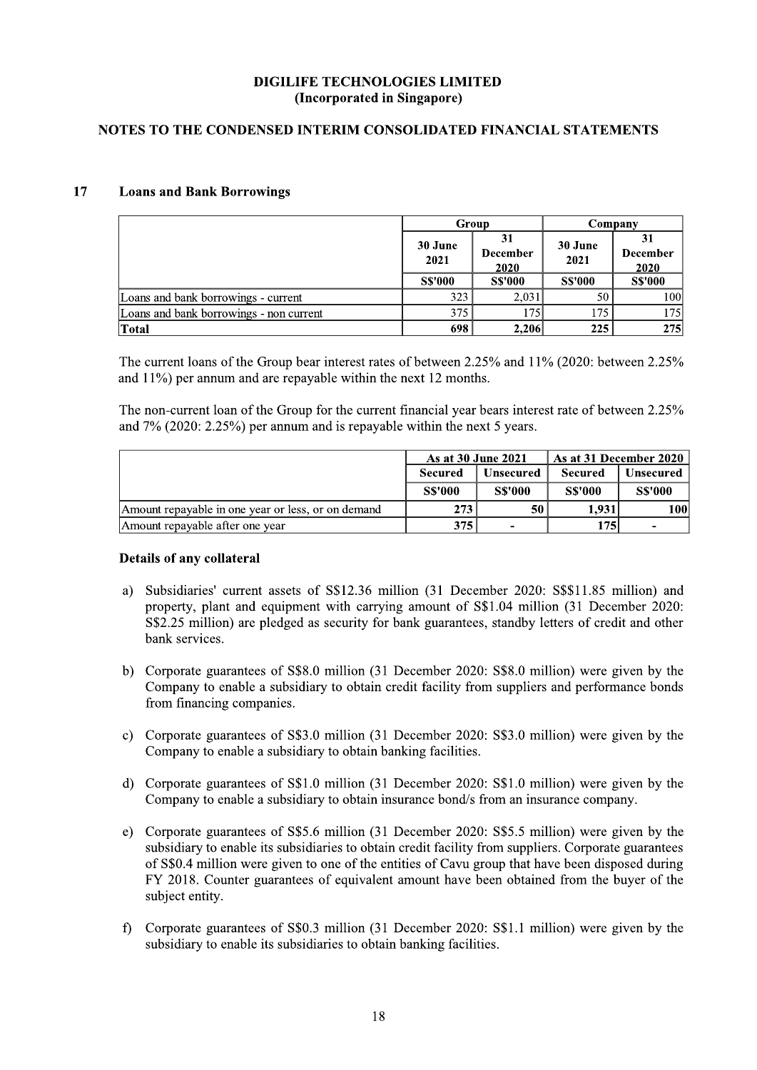DIGILIFE TECHNOLOGIES LIMITED
(Incorporated in Singapore)

NOTES TO THE CONDENSED INTERIM CONSOLIDATED FINANCIAL STATEMENTS

## 17 Loans and Bank Borrowings

| | Group | | Company | |
|---|---|---|---|---|
| | 30 June 2021 | 31 December 2020 | 30 June 2021 | 31 December 2020 |
| | S$'000 | S$'000 | S$'000 | S$'000 |
| Loans and bank borrowings - current | 323 | 2,031 | 50 | 100 |
| Loans and bank borrowings - non current | 375 | 175 | 175 | 175 |
| **Total** | **698** | **2,206** | **225** | **275** |

The current loans of the Group bear interest rates of between 2.25% and 11% (2020: between 2.25% and 11%) per annum and are repayable within the next 12 months.

The non-current loan of the Group for the current financial year bears interest rate of between 2.25% and 7% (2020: 2.25%) per annum and is repayable within the next 5 years.

| | As at 30 June 2021 | | As at 31 December 2020 | |
|---|---|---|---|---|
| | Secured | Unsecured | Secured | Unsecured |
| | S$'000 | S$'000 | S$'000 | S$'000 |
| Amount repayable in one year or less, or on demand | 273 | 50 | 1,931 | 100 |
| Amount repayable after one year | 375 | - | 175 | - |

**Details of any collateral**

a) Subsidiaries' current assets of S$12.36 million (31 December 2020: S$$11.85 million) and property, plant and equipment with carrying amount of S$1.04 million (31 December 2020: S$2.25 million) are pledged as security for bank guarantees, standby letters of credit and other bank services.

b) Corporate guarantees of S$8.0 million (31 December 2020: S$8.0 million) were given by the Company to enable a subsidiary to obtain credit facility from suppliers and performance bonds from financing companies.

c) Corporate guarantees of S$3.0 million (31 December 2020: S$3.0 million) were given by the Company to enable a subsidiary to obtain banking facilities.

d) Corporate guarantees of S$1.0 million (31 December 2020: S$1.0 million) were given by the Company to enable a subsidiary to obtain insurance bond/s from an insurance company.

e) Corporate guarantees of S$5.6 million (31 December 2020: S$5.5 million) were given by the subsidiary to enable its subsidiaries to obtain credit facility from suppliers. Corporate guarantees of S$0.4 million were given to one of the entities of Cavu group that have been disposed during FY 2018. Counter guarantees of equivalent amount have been obtained from the buyer of the subject entity.

f) Corporate guarantees of S$0.3 million (31 December 2020: S$1.1 million) were given by the subsidiary to enable its subsidiaries to obtain banking facilities.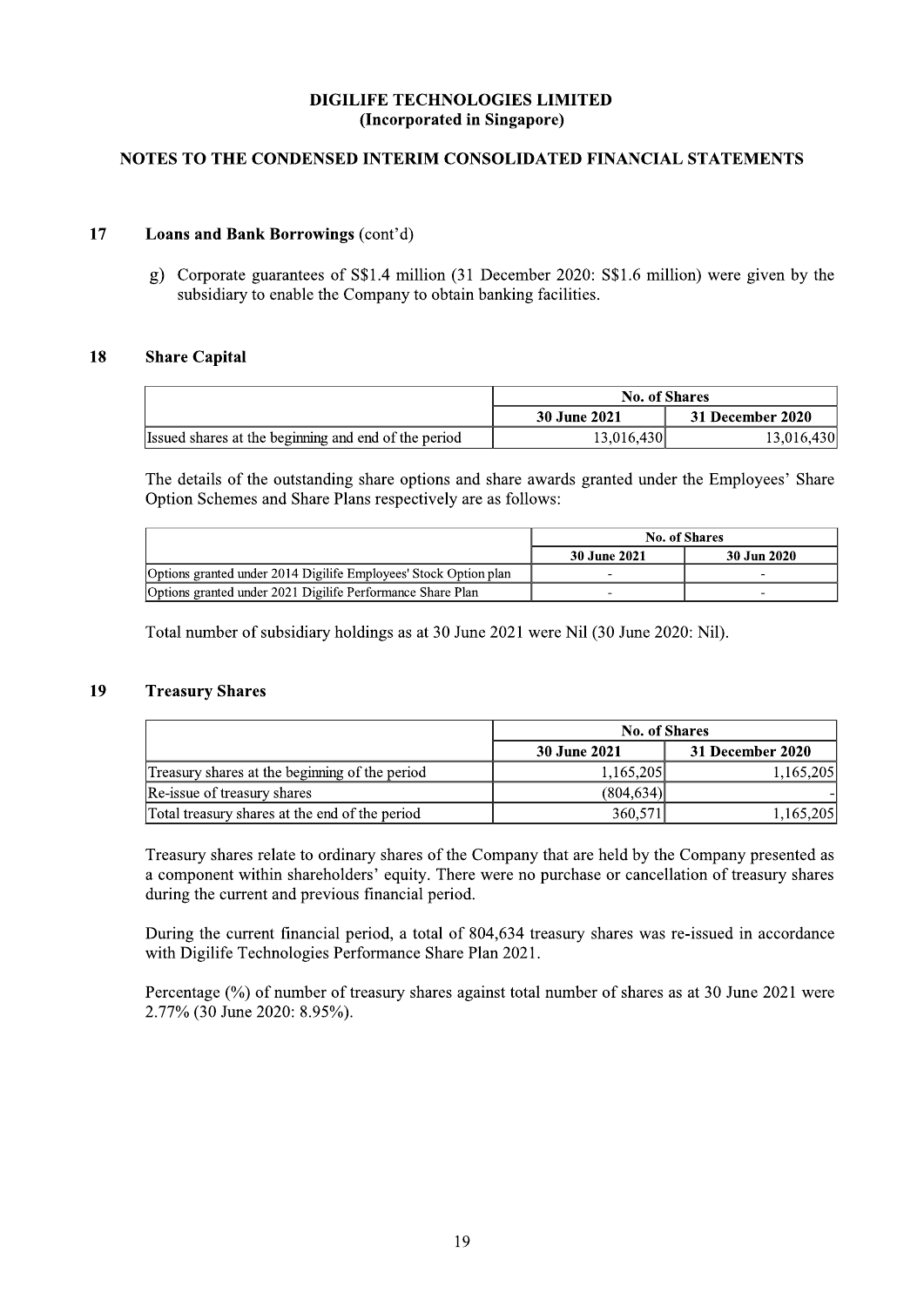**DIGILIFE TECHNOLOGIES LIMITED**
**(Incorporated in Singapore)**

**NOTES TO THE CONDENSED INTERIM CONSOLIDATED FINANCIAL STATEMENTS**

## 17 Loans and Bank Borrowings (cont'd)

g) Corporate guarantees of S$1.4 million (31 December 2020: S$1.6 million) were given by the subsidiary to enable the Company to obtain banking facilities.

## 18 Share Capital

| | No. of Shares | |
|---|---|---|
| | **30 June 2021** | **31 December 2020** |
| Issued shares at the beginning and end of the period | 13,016,430 | 13,016,430 |

The details of the outstanding share options and share awards granted under the Employees' Share Option Schemes and Share Plans respectively are as follows:

| | No. of Shares | |
|---|---|---|
| | **30 June 2021** | **30 Jun 2020** |
| Options granted under 2014 Digilife Employees' Stock Option plan | - | - |
| Options granted under 2021 Digilife Performance Share Plan | - | - |

Total number of subsidiary holdings as at 30 June 2021 were Nil (30 June 2020: Nil).

## 19 Treasury Shares

| | No. of Shares | |
|---|---|---|
| | **30 June 2021** | **31 December 2020** |
| Treasury shares at the beginning of the period | 1,165,205 | 1,165,205 |
| Re-issue of treasury shares | (804,634) | - |
| Total treasury shares at the end of the period | 360,571 | 1,165,205 |

Treasury shares relate to ordinary shares of the Company that are held by the Company presented as a component within shareholders' equity. There were no purchase or cancellation of treasury shares during the current and previous financial period.

During the current financial period, a total of 804,634 treasury shares was re-issued in accordance with Digilife Technologies Performance Share Plan 2021.

Percentage (%) of number of treasury shares against total number of shares as at 30 June 2021 were 2.77% (30 June 2020: 8.95%).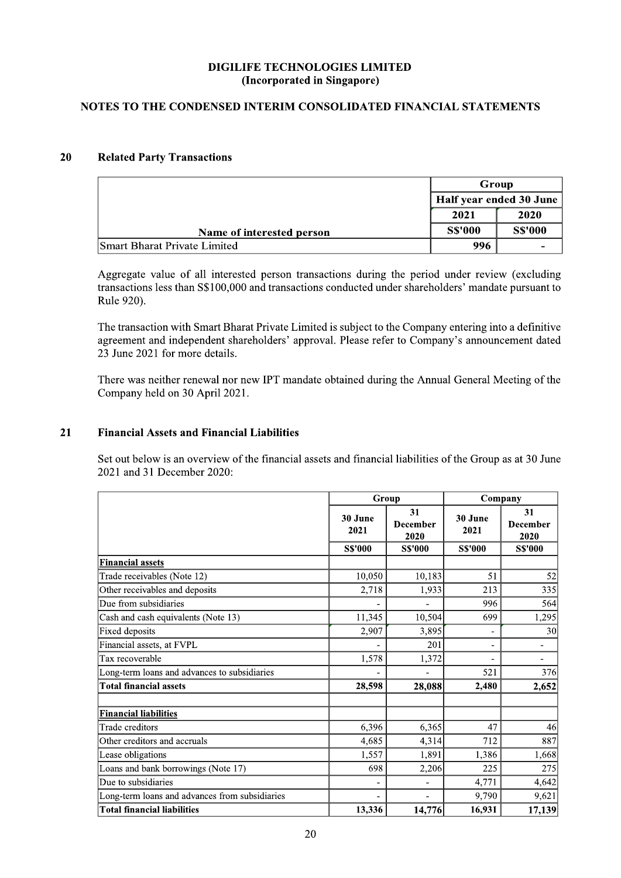**DIGILIFE TECHNOLOGIES LIMITED**
**(Incorporated in Singapore)**

**NOTES TO THE CONDENSED INTERIM CONSOLIDATED FINANCIAL STATEMENTS**

## 20 Related Party Transactions

| | Group | |
|---|---|---|
| | Half year ended 30 June | |
| | 2021 | 2020 |
| Name of interested person | S$'000 | S$'000 |
| Smart Bharat Private Limited | 996 | - |

Aggregate value of all interested person transactions during the period under review (excluding transactions less than S$100,000 and transactions conducted under shareholders' mandate pursuant to Rule 920).

The transaction with Smart Bharat Private Limited is subject to the Company entering into a definitive agreement and independent shareholders' approval. Please refer to Company's announcement dated 23 June 2021 for more details.

There was neither renewal nor new IPT mandate obtained during the Annual General Meeting of the Company held on 30 April 2021.

## 21 Financial Assets and Financial Liabilities

Set out below is an overview of the financial assets and financial liabilities of the Group as at 30 June 2021 and 31 December 2020:

| | Group | | Company | |
|---|---|---|---|---|
| | 30 June 2021 | 31 December 2020 | 30 June 2021 | 31 December 2020 |
| | S$'000 | S$'000 | S$'000 | S$'000 |
| **Financial assets** | | | | |
| Trade receivables (Note 12) | 10,050 | 10,183 | 51 | 52 |
| Other receivables and deposits | 2,718 | 1,933 | 213 | 335 |
| Due from subsidiaries | - | - | 996 | 564 |
| Cash and cash equivalents (Note 13) | 11,345 | 10,504 | 699 | 1,295 |
| Fixed deposits | 2,907 | 3,895 | - | 30 |
| Financial assets, at FVPL | - | 201 | - | - |
| Tax recoverable | 1,578 | 1,372 | - | - |
| Long-term loans and advances to subsidiaries | - | - | 521 | 376 |
| **Total financial assets** | **28,598** | **28,088** | **2,480** | **2,652** |
| | | | | |
| **Financial liabilities** | | | | |
| Trade creditors | 6,396 | 6,365 | 47 | 46 |
| Other creditors and accruals | 4,685 | 4,314 | 712 | 887 |
| Lease obligations | 1,557 | 1,891 | 1,386 | 1,668 |
| Loans and bank borrowings (Note 17) | 698 | 2,206 | 225 | 275 |
| Due to subsidiaries | - | - | 4,771 | 4,642 |
| Long-term loans and advances from subsidiaries | - | - | 9,790 | 9,621 |
| **Total financial liabilities** | **13,336** | **14,776** | **16,931** | **17,139** |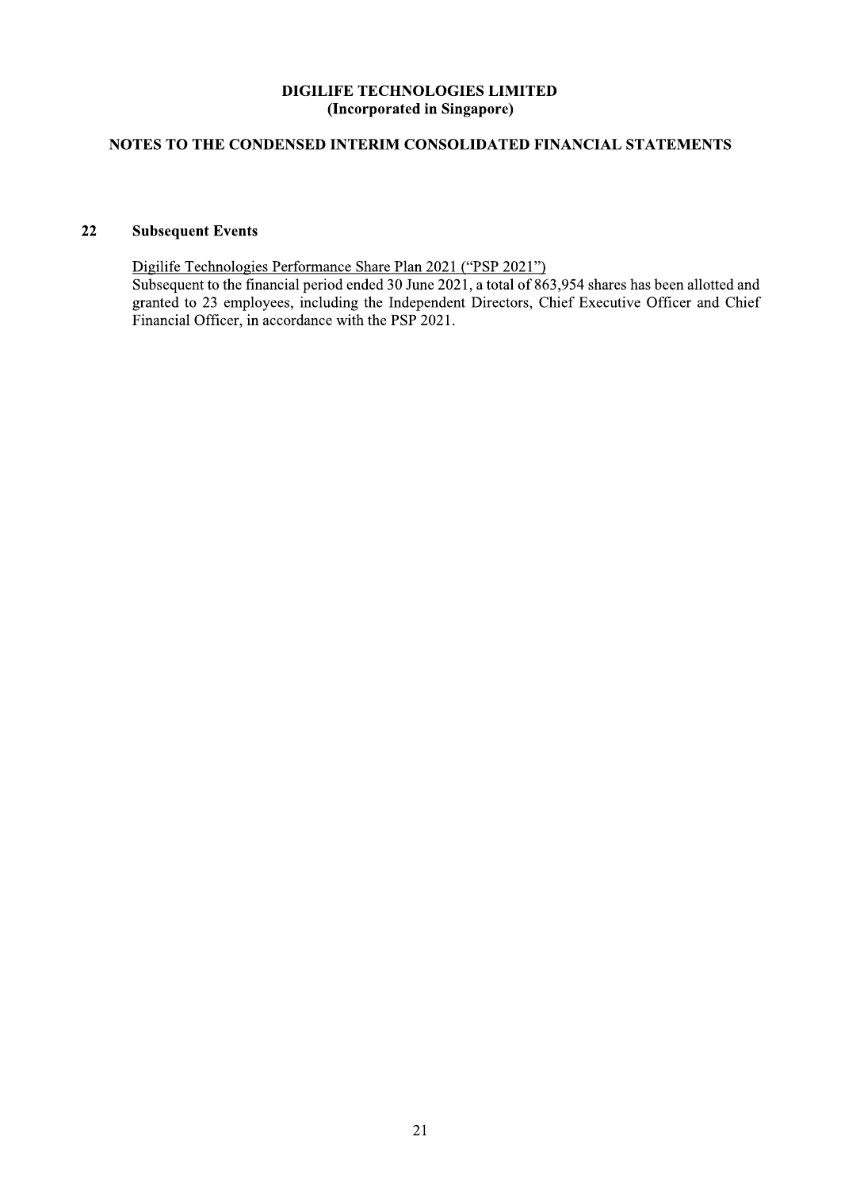**DIGILIFE TECHNOLOGIES LIMITED**
**(Incorporated in Singapore)**

**NOTES TO THE CONDENSED INTERIM CONSOLIDATED FINANCIAL STATEMENTS**

## 22 Subsequent Events

Digilife Technologies Performance Share Plan 2021 ("PSP 2021")

Subsequent to the financial period ended 30 June 2021, a total of 863,954 shares has been allotted and granted to 23 employees, including the Independent Directors, Chief Executive Officer and Chief Financial Officer, in accordance with the PSP 2021.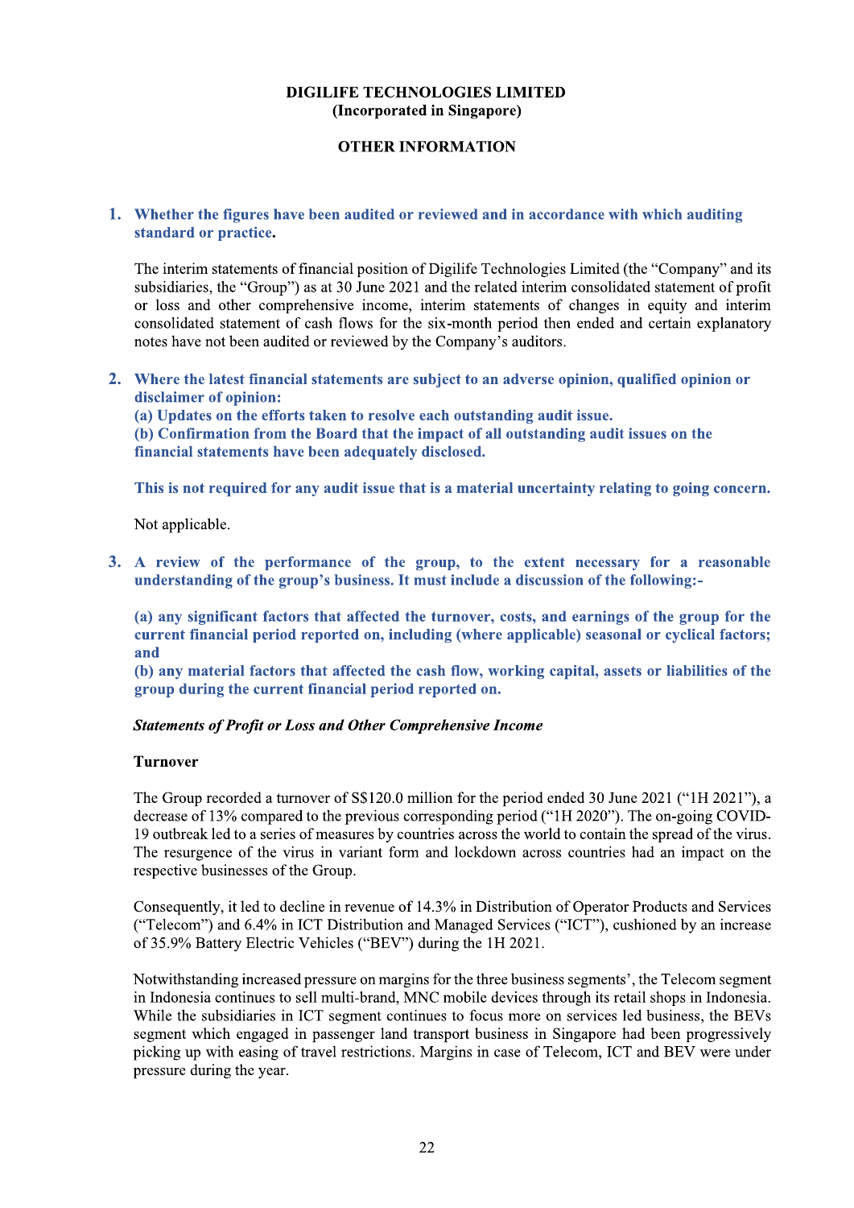**DIGILIFE TECHNOLOGIES LIMITED**
**(Incorporated in Singapore)**

**OTHER INFORMATION**

1. **Whether the figures have been audited or reviewed and in accordance with which auditing standard or practice.**

   The interim statements of financial position of Digilife Technologies Limited (the "Company" and its subsidiaries, the "Group") as at 30 June 2021 and the related interim consolidated statement of profit or loss and other comprehensive income, interim statements of changes in equity and interim consolidated statement of cash flows for the six-month period then ended and certain explanatory notes have not been audited or reviewed by the Company's auditors.

2. **Where the latest financial statements are subject to an adverse opinion, qualified opinion or disclaimer of opinion:**
   **(a) Updates on the efforts taken to resolve each outstanding audit issue.**
   **(b) Confirmation from the Board that the impact of all outstanding audit issues on the financial statements have been adequately disclosed.**

   **This is not required for any audit issue that is a material uncertainty relating to going concern.**

   Not applicable.

3. **A review of the performance of the group, to the extent necessary for a reasonable understanding of the group's business. It must include a discussion of the following:-**

   **(a) any significant factors that affected the turnover, costs, and earnings of the group for the current financial period reported on, including (where applicable) seasonal or cyclical factors; and**
   **(b) any material factors that affected the cash flow, working capital, assets or liabilities of the group during the current financial period reported on.**

***Statements of Profit or Loss and Other Comprehensive Income***

**Turnover**

The Group recorded a turnover of S$120.0 million for the period ended 30 June 2021 ("1H 2021"), a decrease of 13% compared to the previous corresponding period ("1H 2020"). The on-going COVID-19 outbreak led to a series of measures by countries across the world to contain the spread of the virus. The resurgence of the virus in variant form and lockdown across countries had an impact on the respective businesses of the Group.

Consequently, it led to decline in revenue of 14.3% in Distribution of Operator Products and Services ("Telecom") and 6.4% in ICT Distribution and Managed Services ("ICT"), cushioned by an increase of 35.9% Battery Electric Vehicles ("BEV") during the 1H 2021.

Notwithstanding increased pressure on margins for the three business segments', the Telecom segment in Indonesia continues to sell multi-brand, MNC mobile devices through its retail shops in Indonesia. While the subsidiaries in ICT segment continues to focus more on services led business, the BEVs segment which engaged in passenger land transport business in Singapore had been progressively picking up with easing of travel restrictions. Margins in case of Telecom, ICT and BEV were under pressure during the year.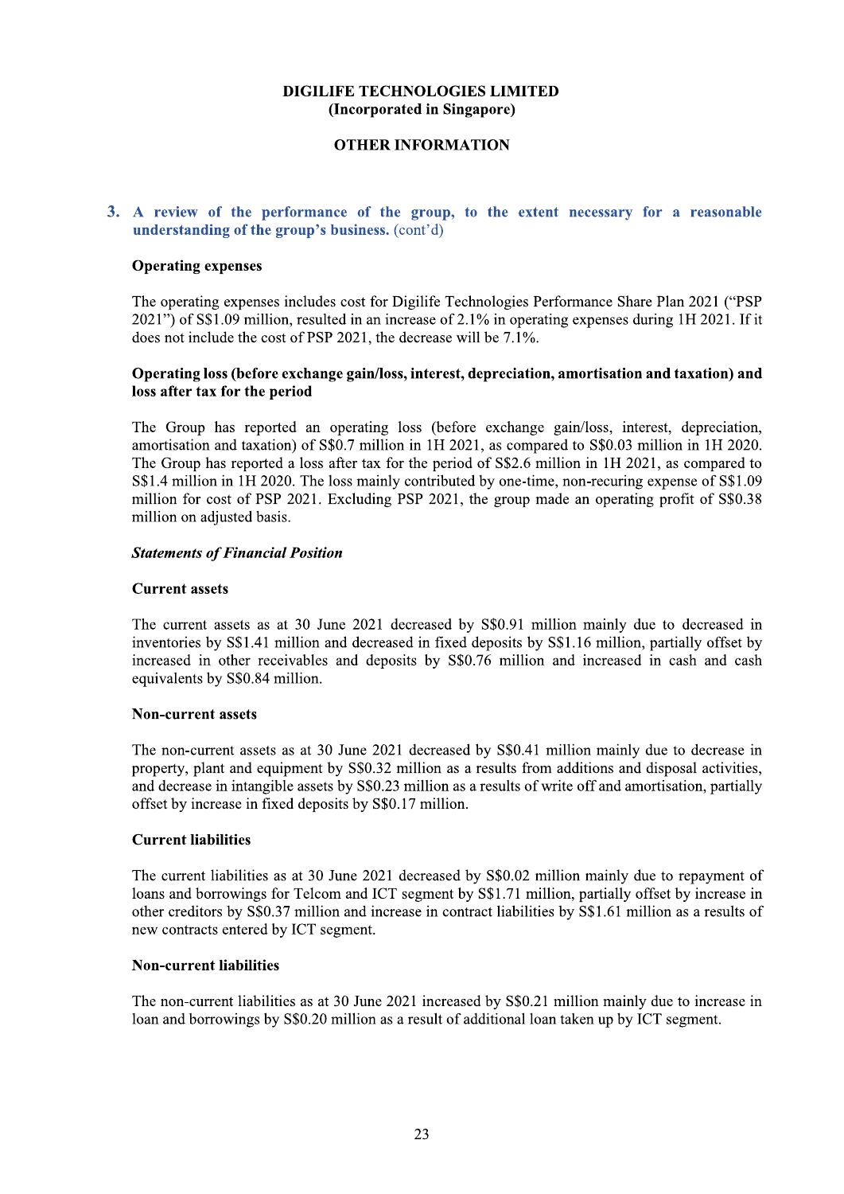**DIGILIFE TECHNOLOGIES LIMITED**
**(Incorporated in Singapore)**

**OTHER INFORMATION**

## 3. A review of the performance of the group, to the extent necessary for a reasonable understanding of the group's business. (cont'd)

**Operating expenses**

The operating expenses includes cost for Digilife Technologies Performance Share Plan 2021 ("PSP 2021") of S$1.09 million, resulted in an increase of 2.1% in operating expenses during 1H 2021. If it does not include the cost of PSP 2021, the decrease will be 7.1%.

**Operating loss (before exchange gain/loss, interest, depreciation, amortisation and taxation) and loss after tax for the period**

The Group has reported an operating loss (before exchange gain/loss, interest, depreciation, amortisation and taxation) of S$0.7 million in 1H 2021, as compared to S$0.03 million in 1H 2020. The Group has reported a loss after tax for the period of S$2.6 million in 1H 2021, as compared to S$1.4 million in 1H 2020. The loss mainly contributed by one-time, non-recuring expense of S$1.09 million for cost of PSP 2021. Excluding PSP 2021, the group made an operating profit of S$0.38 million on adjusted basis.

***Statements of Financial Position***

**Current assets**

The current assets as at 30 June 2021 decreased by S$0.91 million mainly due to decreased in inventories by S$1.41 million and decreased in fixed deposits by S$1.16 million, partially offset by increased in other receivables and deposits by S$0.76 million and increased in cash and cash equivalents by S$0.84 million.

**Non-current assets**

The non-current assets as at 30 June 2021 decreased by S$0.41 million mainly due to decrease in property, plant and equipment by S$0.32 million as a results from additions and disposal activities, and decrease in intangible assets by S$0.23 million as a results of write off and amortisation, partially offset by increase in fixed deposits by S$0.17 million.

**Current liabilities**

The current liabilities as at 30 June 2021 decreased by S$0.02 million mainly due to repayment of loans and borrowings for Telcom and ICT segment by S$1.71 million, partially offset by increase in other creditors by S$0.37 million and increase in contract liabilities by S$1.61 million as a results of new contracts entered by ICT segment.

**Non-current liabilities**

The non-current liabilities as at 30 June 2021 increased by S$0.21 million mainly due to increase in loan and borrowings by S$0.20 million as a result of additional loan taken up by ICT segment.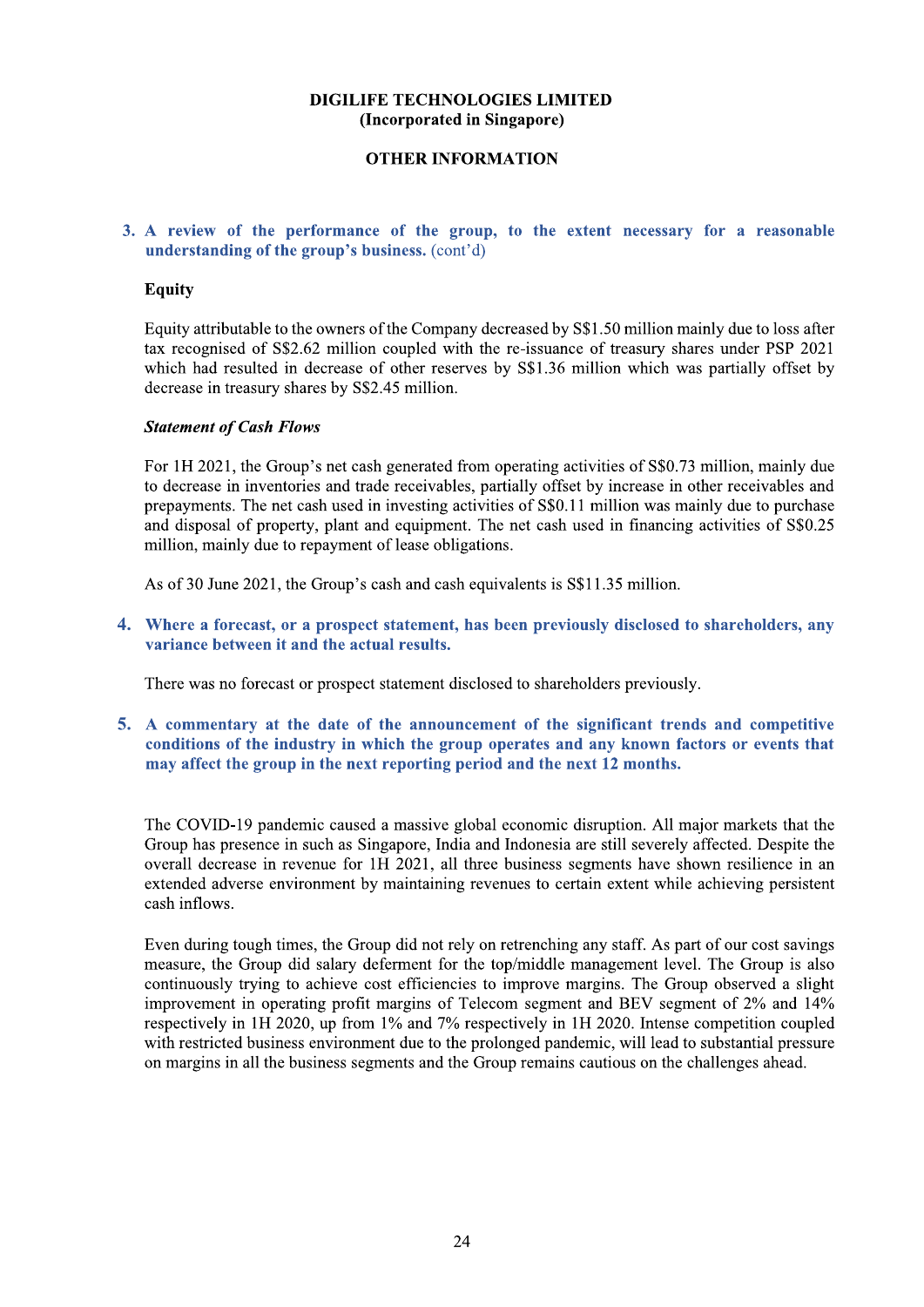**DIGILIFE TECHNOLOGIES LIMITED**
**(Incorporated in Singapore)**

**OTHER INFORMATION**

**3. A review of the performance of the group, to the extent necessary for a reasonable understanding of the group's business.** (cont'd)

**Equity**

Equity attributable to the owners of the Company decreased by S$1.50 million mainly due to loss after tax recognised of S$2.62 million coupled with the re-issuance of treasury shares under PSP 2021 which had resulted in decrease of other reserves by S$1.36 million which was partially offset by decrease in treasury shares by S$2.45 million.

***Statement of Cash Flows***

For 1H 2021, the Group's net cash generated from operating activities of S$0.73 million, mainly due to decrease in inventories and trade receivables, partially offset by increase in other receivables and prepayments. The net cash used in investing activities of S$0.11 million was mainly due to purchase and disposal of property, plant and equipment. The net cash used in financing activities of S$0.25 million, mainly due to repayment of lease obligations.

As of 30 June 2021, the Group's cash and cash equivalents is S$11.35 million.

**4. Where a forecast, or a prospect statement, has been previously disclosed to shareholders, any variance between it and the actual results.**

There was no forecast or prospect statement disclosed to shareholders previously.

**5. A commentary at the date of the announcement of the significant trends and competitive conditions of the industry in which the group operates and any known factors or events that may affect the group in the next reporting period and the next 12 months.**

The COVID-19 pandemic caused a massive global economic disruption. All major markets that the Group has presence in such as Singapore, India and Indonesia are still severely affected. Despite the overall decrease in revenue for 1H 2021, all three business segments have shown resilience in an extended adverse environment by maintaining revenues to certain extent while achieving persistent cash inflows.

Even during tough times, the Group did not rely on retrenching any staff. As part of our cost savings measure, the Group did salary deferment for the top/middle management level. The Group is also continuously trying to achieve cost efficiencies to improve margins. The Group observed a slight improvement in operating profit margins of Telecom segment and BEV segment of 2% and 14% respectively in 1H 2020, up from 1% and 7% respectively in 1H 2020. Intense competition coupled with restricted business environment due to the prolonged pandemic, will lead to substantial pressure on margins in all the business segments and the Group remains cautious on the challenges ahead.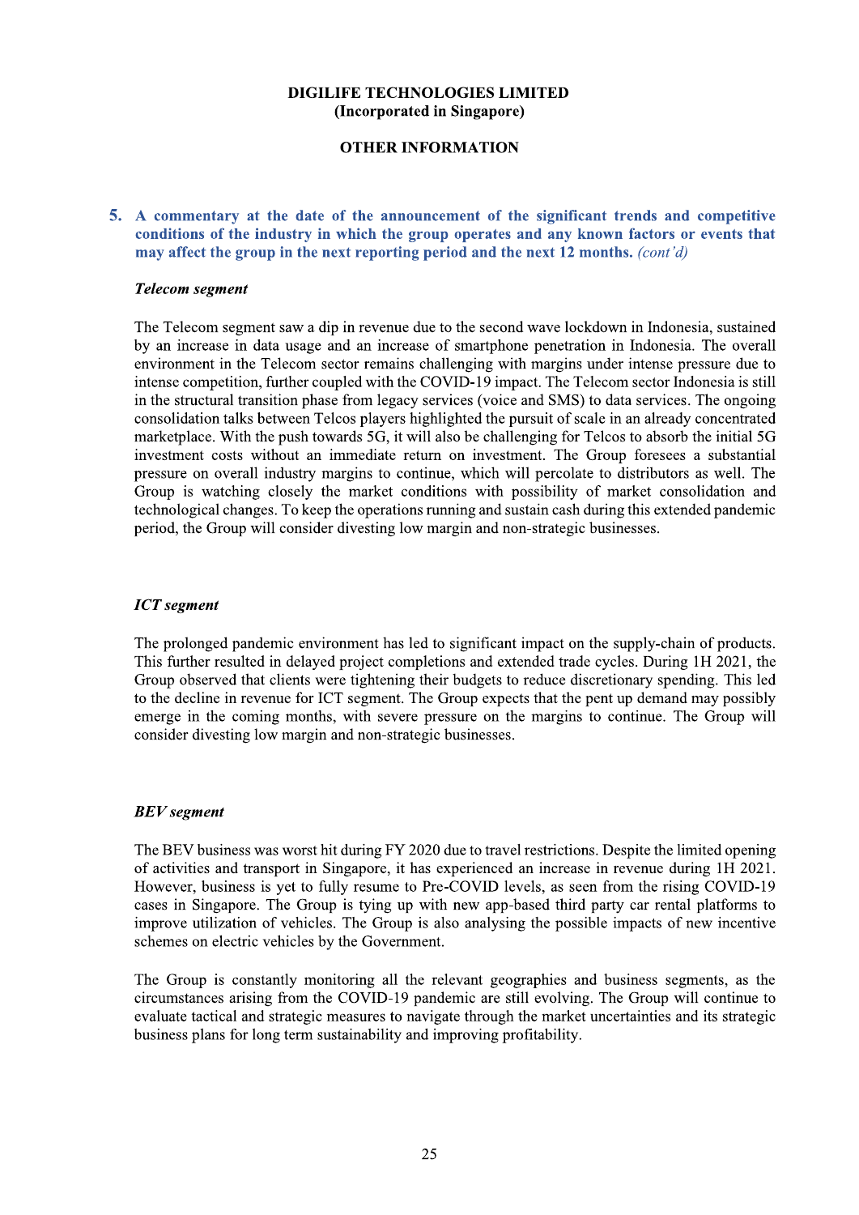**DIGILIFE TECHNOLOGIES LIMITED**
**(Incorporated in Singapore)**

**OTHER INFORMATION**

**5. A commentary at the date of the announcement of the significant trends and competitive conditions of the industry in which the group operates and any known factors or events that may affect the group in the next reporting period and the next 12 months.** *(cont'd)*

***Telecom segment***

The Telecom segment saw a dip in revenue due to the second wave lockdown in Indonesia, sustained by an increase in data usage and an increase of smartphone penetration in Indonesia. The overall environment in the Telecom sector remains challenging with margins under intense pressure due to intense competition, further coupled with the COVID-19 impact. The Telecom sector Indonesia is still in the structural transition phase from legacy services (voice and SMS) to data services. The ongoing consolidation talks between Telcos players highlighted the pursuit of scale in an already concentrated marketplace. With the push towards 5G, it will also be challenging for Telcos to absorb the initial 5G investment costs without an immediate return on investment. The Group foresees a substantial pressure on overall industry margins to continue, which will percolate to distributors as well. The Group is watching closely the market conditions with possibility of market consolidation and technological changes. To keep the operations running and sustain cash during this extended pandemic period, the Group will consider divesting low margin and non-strategic businesses.

***ICT segment***

The prolonged pandemic environment has led to significant impact on the supply-chain of products. This further resulted in delayed project completions and extended trade cycles. During 1H 2021, the Group observed that clients were tightening their budgets to reduce discretionary spending. This led to the decline in revenue for ICT segment. The Group expects that the pent up demand may possibly emerge in the coming months, with severe pressure on the margins to continue. The Group will consider divesting low margin and non-strategic businesses.

***BEV segment***

The BEV business was worst hit during FY 2020 due to travel restrictions. Despite the limited opening of activities and transport in Singapore, it has experienced an increase in revenue during 1H 2021. However, business is yet to fully resume to Pre-COVID levels, as seen from the rising COVID-19 cases in Singapore. The Group is tying up with new app-based third party car rental platforms to improve utilization of vehicles. The Group is also analysing the possible impacts of new incentive schemes on electric vehicles by the Government.

The Group is constantly monitoring all the relevant geographies and business segments, as the circumstances arising from the COVID-19 pandemic are still evolving. The Group will continue to evaluate tactical and strategic measures to navigate through the market uncertainties and its strategic business plans for long term sustainability and improving profitability.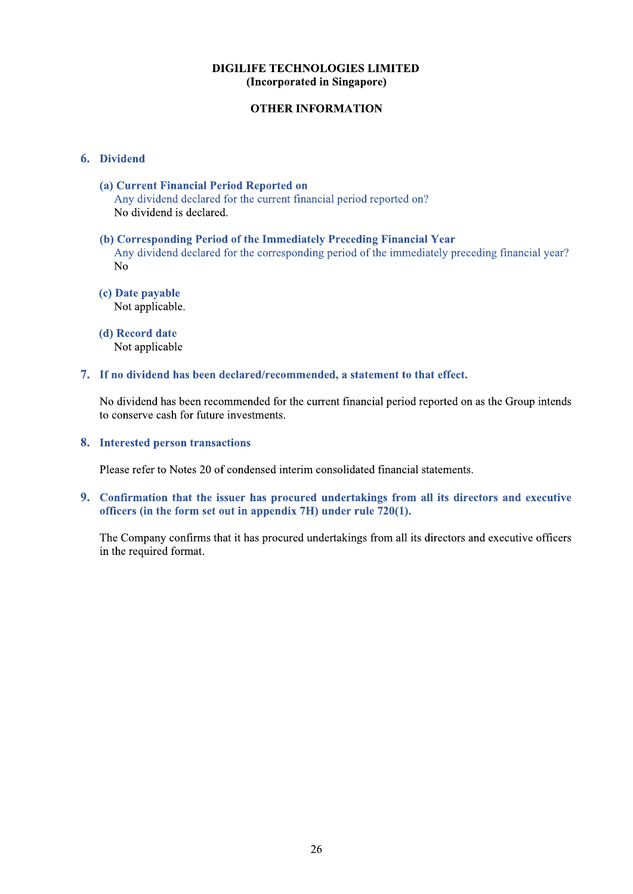**DIGILIFE TECHNOLOGIES LIMITED**
**(Incorporated in Singapore)**

**OTHER INFORMATION**

## 6. Dividend

### (a) Current Financial Period Reported on

Any dividend declared for the current financial period reported on?

No dividend is declared.

### (b) Corresponding Period of the Immediately Preceding Financial Year

Any dividend declared for the corresponding period of the immediately preceding financial year?

No

### (c) Date payable

Not applicable.

### (d) Record date

Not applicable

## 7. If no dividend has been declared/recommended, a statement to that effect.

No dividend has been recommended for the current financial period reported on as the Group intends to conserve cash for future investments.

## 8. Interested person transactions

Please refer to Notes 20 of condensed interim consolidated financial statements.

## 9. Confirmation that the issuer has procured undertakings from all its directors and executive officers (in the form set out in appendix 7H) under rule 720(1).

The Company confirms that it has procured undertakings from all its directors and executive officers in the required format.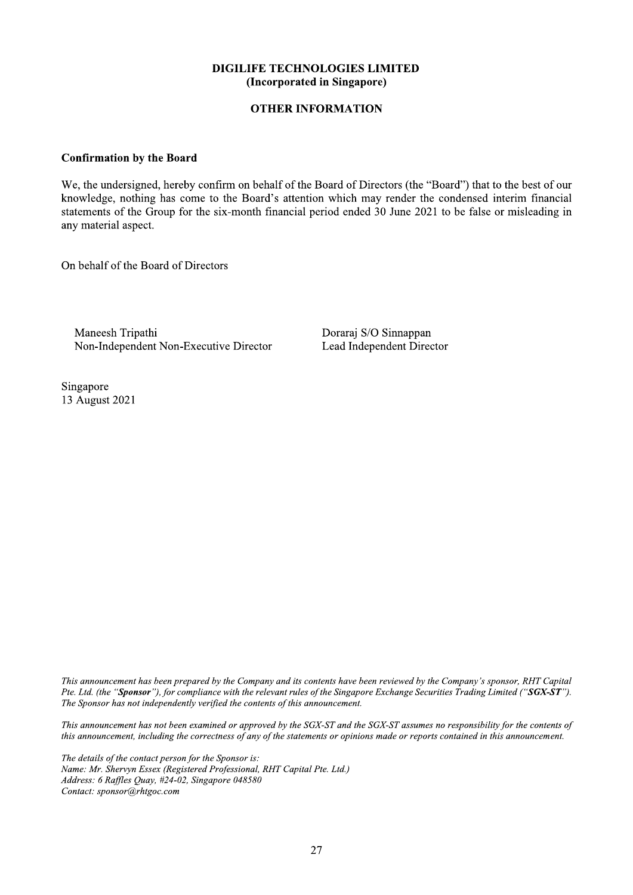**DIGILIFE TECHNOLOGIES LIMITED**
**(Incorporated in Singapore)**

**OTHER INFORMATION**

**Confirmation by the Board**

We, the undersigned, hereby confirm on behalf of the Board of Directors (the "Board") that to the best of our knowledge, nothing has come to the Board's attention which may render the condensed interim financial statements of the Group for the six-month financial period ended 30 June 2021 to be false or misleading in any material aspect.

On behalf of the Board of Directors

Maneesh Tripathi
Non-Independent Non-Executive Director

Doraraj S/O Sinnappan
Lead Independent Director

Singapore
13 August 2021

*This announcement has been prepared by the Company and its contents have been reviewed by the Company's sponsor, RHT Capital Pte. Ltd. (the "**Sponsor**"), for compliance with the relevant rules of the Singapore Exchange Securities Trading Limited ("**SGX-ST**"). The Sponsor has not independently verified the contents of this announcement.*

*This announcement has not been examined or approved by the SGX-ST and the SGX-ST assumes no responsibility for the contents of this announcement, including the correctness of any of the statements or opinions made or reports contained in this announcement.*

*The details of the contact person for the Sponsor is:*
*Name: Mr. Shervyn Essex (Registered Professional, RHT Capital Pte. Ltd.)*
*Address: 6 Raffles Quay, #24-02, Singapore 048580*
*Contact: sponsor@rhtgoc.com*